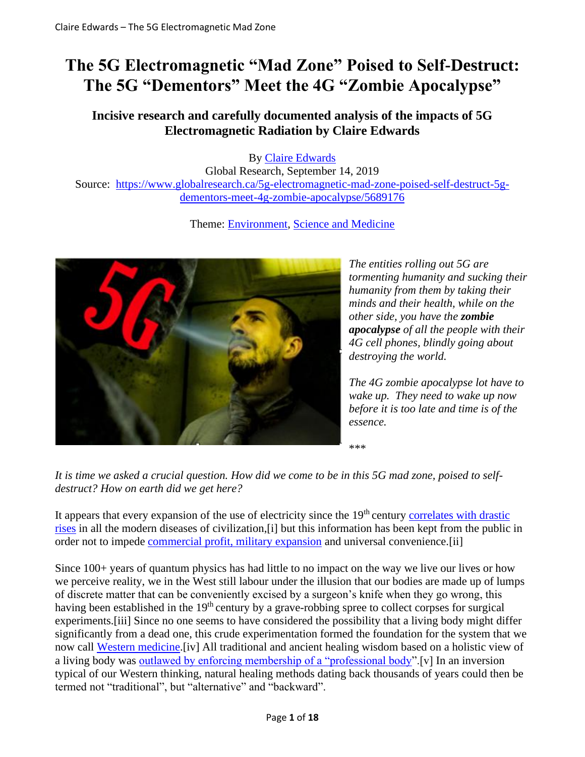# The 5G Electromagnetic "Mad Zone" Poised to Self-Destruct: The 5G "Dementors" Meet the 4G "Zombie Apocalypse"

### Incisive research and carefully documented analysis of the impacts of 5G Electromagnetic Radiation by Claire Edwards

By Claire Edwards
Global Research, September 14, 2019
Source: https://www.globalresearch.ca/5g-electromagnetic-mad-zone-poised-self-destruct-5g-dementors-meet-4g-zombie-apocalypse/5689176

Theme: Environment, Science and Medicine

*The entities rolling out 5G are tormenting humanity and sucking their humanity from them by taking their minds and their health, while on the other side, you have the* ***zombie apocalypse*** *of all the people with their 4G cell phones, blindly going about destroying the world.*

*The 4G zombie apocalypse lot have to wake up. They need to wake up now before it is too late and time is of the essence.*

\*\*\*

*It is time we asked a crucial question. How did we come to be in this 5G mad zone, poised to self-destruct? How on earth did we get here?*

It appears that every expansion of the use of electricity since the 19th century correlates with drastic rises in all the modern diseases of civilization,[i] but this information has been kept from the public in order not to impede commercial profit, military expansion and universal convenience.[ii]

Since 100+ years of quantum physics has had little to no impact on the way we live our lives or how we perceive reality, we in the West still labour under the illusion that our bodies are made up of lumps of discrete matter that can be conveniently excised by a surgeon's knife when they go wrong, this having been established in the 19th century by a grave-robbing spree to collect corpses for surgical experiments.[iii] Since no one seems to have considered the possibility that a living body might differ significantly from a dead one, this crude experimentation formed the foundation for the system that we now call Western medicine.[iv] All traditional and ancient healing wisdom based on a holistic view of a living body was outlawed by enforcing membership of a "professional body".[v] In an inversion typical of our Western thinking, natural healing methods dating back thousands of years could then be termed not "traditional", but "alternative" and "backward".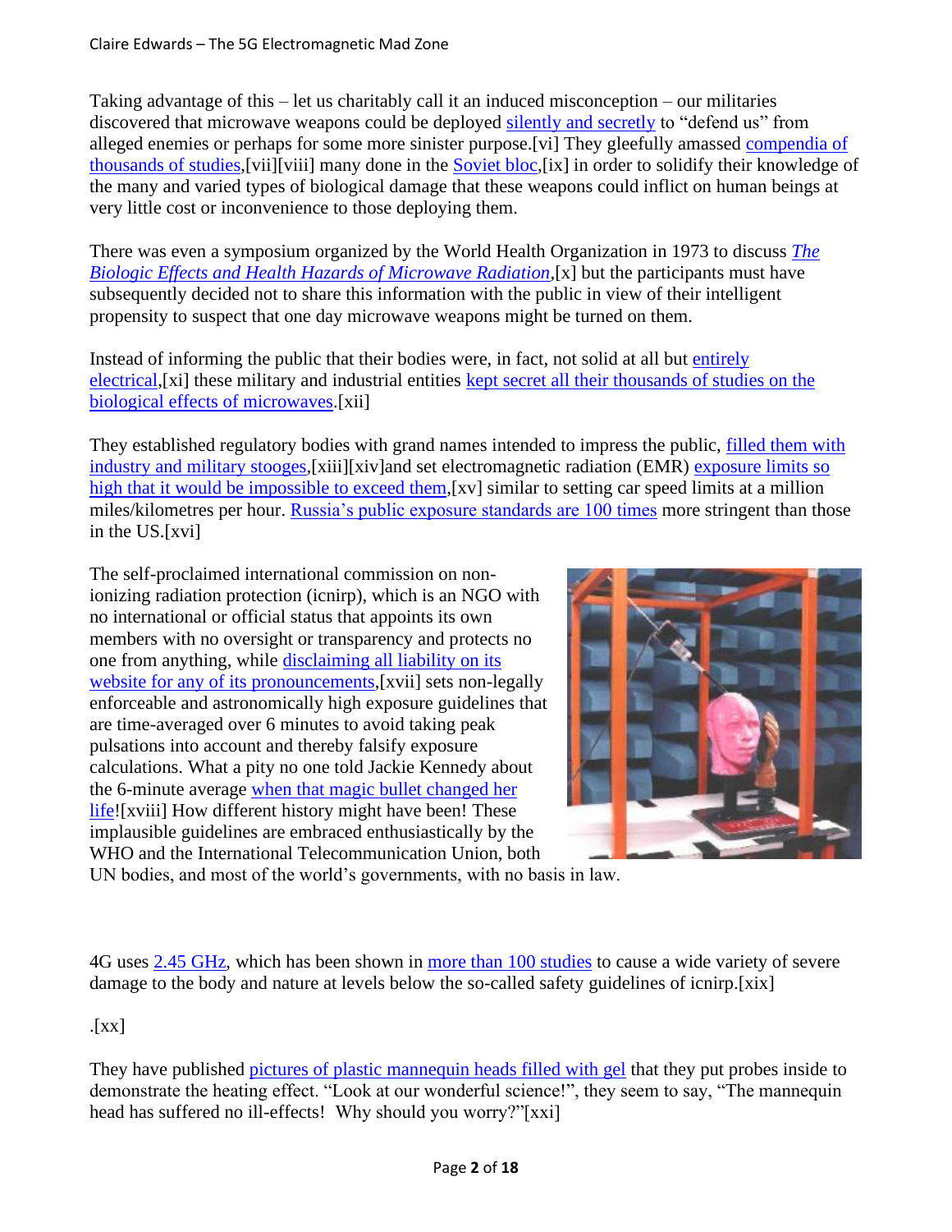Taking advantage of this – let us charitably call it an induced misconception – our militaries discovered that microwave weapons could be deployed silently and secretly to "defend us" from alleged enemies or perhaps for some more sinister purpose.[vi] They gleefully amassed compendia of thousands of studies,[vii][viii] many done in the Soviet bloc,[ix] in order to solidify their knowledge of the many and varied types of biological damage that these weapons could inflict on human beings at very little cost or inconvenience to those deploying them.

There was even a symposium organized by the World Health Organization in 1973 to discuss *The Biologic Effects and Health Hazards of Microwave Radiation*,[x] but the participants must have subsequently decided not to share this information with the public in view of their intelligent propensity to suspect that one day microwave weapons might be turned on them.

Instead of informing the public that their bodies were, in fact, not solid at all but entirely electrical,[xi] these military and industrial entities kept secret all their thousands of studies on the biological effects of microwaves.[xii]

They established regulatory bodies with grand names intended to impress the public, filled them with industry and military stooges,[xiii][xiv]and set electromagnetic radiation (EMR) exposure limits so high that it would be impossible to exceed them,[xv] similar to setting car speed limits at a million miles/kilometres per hour. Russia's public exposure standards are 100 times more stringent than those in the US.[xvi]

The self-proclaimed international commission on non-ionizing radiation protection (icnirp), which is an NGO with no international or official status that appoints its own members with no oversight or transparency and protects no one from anything, while disclaiming all liability on its website for any of its pronouncements,[xvii] sets non-legally enforceable and astronomically high exposure guidelines that are time-averaged over 6 minutes to avoid taking peak pulsations into account and thereby falsify exposure calculations. What a pity no one told Jackie Kennedy about the 6-minute average when that magic bullet changed her life![xviii] How different history might have been! These implausible guidelines are embraced enthusiastically by the WHO and the International Telecommunication Union, both UN bodies, and most of the world's governments, with no basis in law.

4G uses 2.45 GHz, which has been shown in more than 100 studies to cause a wide variety of severe damage to the body and nature at levels below the so-called safety guidelines of icnirp.[xix]

.[xx]

They have published pictures of plastic mannequin heads filled with gel that they put probes inside to demonstrate the heating effect. "Look at our wonderful science!", they seem to say, "The mannequin head has suffered no ill-effects! Why should you worry?"[xxi]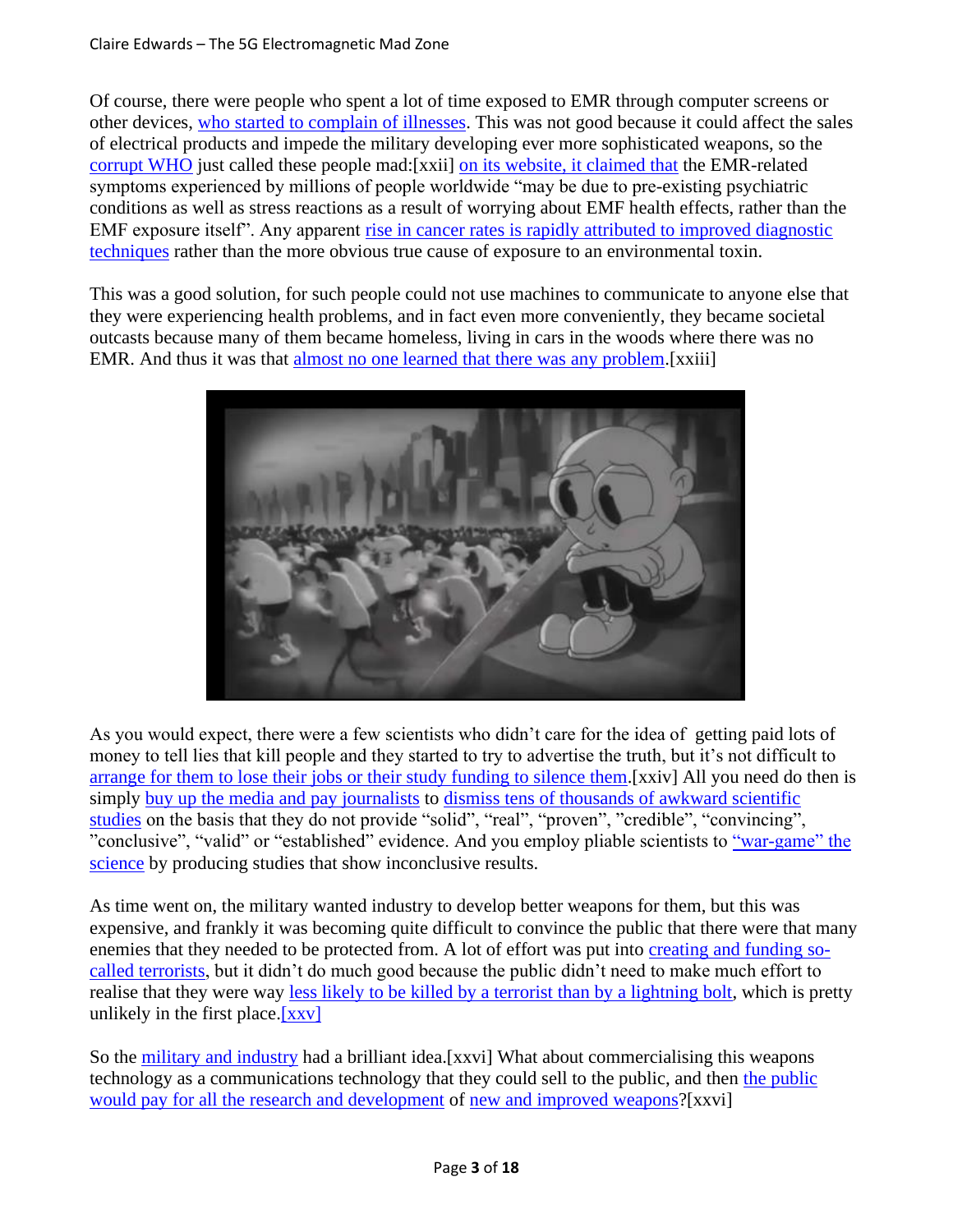Of course, there were people who spent a lot of time exposed to EMR through computer screens or other devices, who started to complain of illnesses. This was not good because it could affect the sales of electrical products and impede the military developing ever more sophisticated weapons, so the corrupt WHO just called these people mad:[xxii] on its website, it claimed that the EMR-related symptoms experienced by millions of people worldwide "may be due to pre-existing psychiatric conditions as well as stress reactions as a result of worrying about EMF health effects, rather than the EMF exposure itself". Any apparent rise in cancer rates is rapidly attributed to improved diagnostic techniques rather than the more obvious true cause of exposure to an environmental toxin.

This was a good solution, for such people could not use machines to communicate to anyone else that they were experiencing health problems, and in fact even more conveniently, they became societal outcasts because many of them became homeless, living in cars in the woods where there was no EMR. And thus it was that almost no one learned that there was any problem.[xxiii]

As you would expect, there were a few scientists who didn't care for the idea of getting paid lots of money to tell lies that kill people and they started to try to advertise the truth, but it's not difficult to arrange for them to lose their jobs or their study funding to silence them.[xxiv] All you need do then is simply buy up the media and pay journalists to dismiss tens of thousands of awkward scientific studies on the basis that they do not provide "solid", "real", "proven", "credible", "convincing", "conclusive", "valid" or "established" evidence. And you employ pliable scientists to "war-game" the science by producing studies that show inconclusive results.

As time went on, the military wanted industry to develop better weapons for them, but this was expensive, and frankly it was becoming quite difficult to convince the public that there were that many enemies that they needed to be protected from. A lot of effort was put into creating and funding so-called terrorists, but it didn't do much good because the public didn't need to make much effort to realise that they were way less likely to be killed by a terrorist than by a lightning bolt, which is pretty unlikely in the first place.[xxv]

So the military and industry had a brilliant idea.[xxvi] What about commercialising this weapons technology as a communications technology that they could sell to the public, and then the public would pay for all the research and development of new and improved weapons?[xxvi]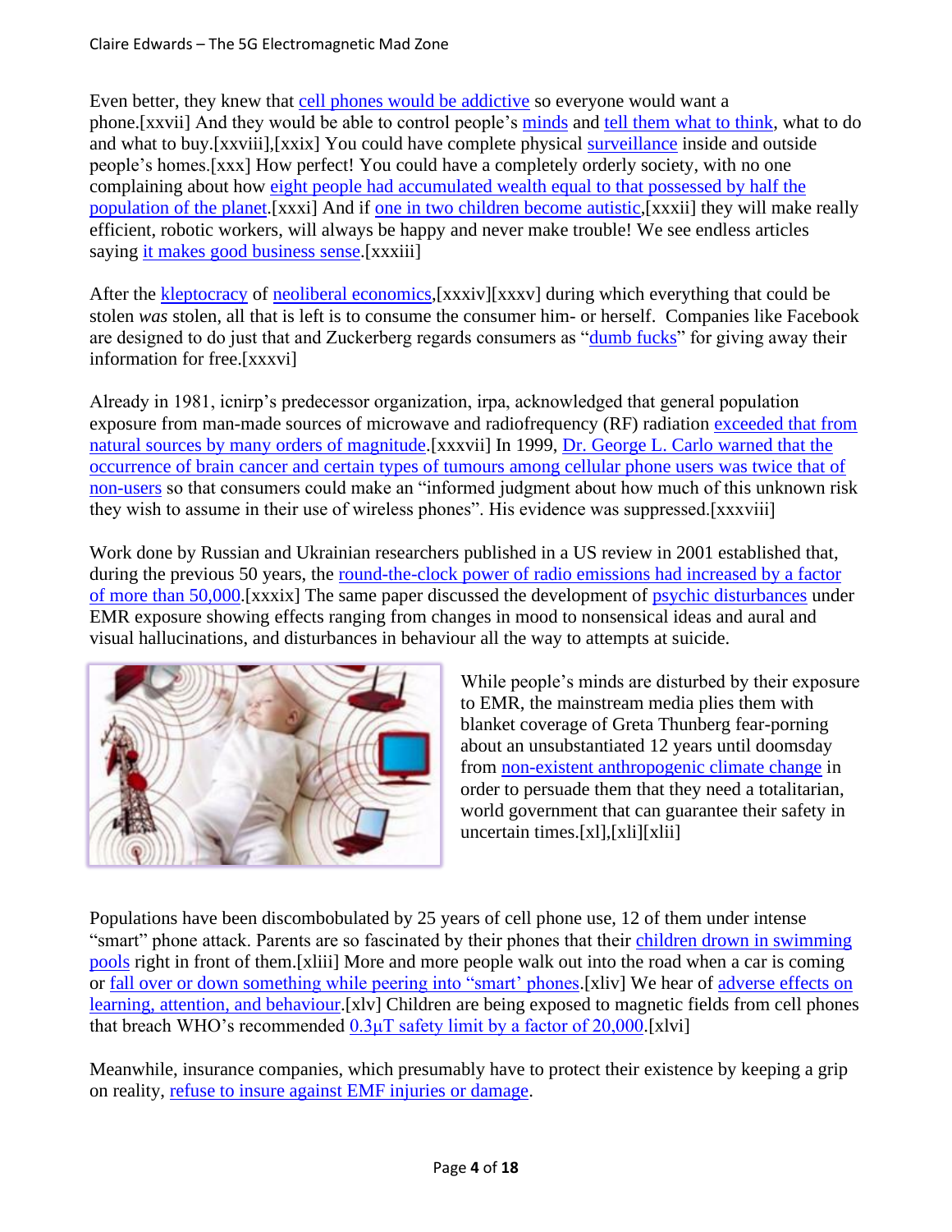Even better, they knew that cell phones would be addictive so everyone would want a phone.[xxvii] And they would be able to control people's minds and tell them what to think, what to do and what to buy.[xxviii],[xxix] You could have complete physical surveillance inside and outside people's homes.[xxx] How perfect! You could have a completely orderly society, with no one complaining about how eight people had accumulated wealth equal to that possessed by half the population of the planet.[xxxi] And if one in two children become autistic,[xxxii] they will make really efficient, robotic workers, will always be happy and never make trouble! We see endless articles saying it makes good business sense.[xxxiii]

After the kleptocracy of neoliberal economics,[xxxiv][xxxv] during which everything that could be stolen *was* stolen, all that is left is to consume the consumer him- or herself. Companies like Facebook are designed to do just that and Zuckerberg regards consumers as "dumb fucks" for giving away their information for free.[xxxvi]

Already in 1981, icnirp's predecessor organization, irpa, acknowledged that general population exposure from man-made sources of microwave and radiofrequency (RF) radiation exceeded that from natural sources by many orders of magnitude.[xxxvii] In 1999, Dr. George L. Carlo warned that the occurrence of brain cancer and certain types of tumours among cellular phone users was twice that of non-users so that consumers could make an "informed judgment about how much of this unknown risk they wish to assume in their use of wireless phones". His evidence was suppressed.[xxxviii]

Work done by Russian and Ukrainian researchers published in a US review in 2001 established that, during the previous 50 years, the round-the-clock power of radio emissions had increased by a factor of more than 50,000.[xxxix] The same paper discussed the development of psychic disturbances under EMR exposure showing effects ranging from changes in mood to nonsensical ideas and aural and visual hallucinations, and disturbances in behaviour all the way to attempts at suicide.

While people's minds are disturbed by their exposure to EMR, the mainstream media plies them with blanket coverage of Greta Thunberg fear-porning about an unsubstantiated 12 years until doomsday from non-existent anthropogenic climate change in order to persuade them that they need a totalitarian, world government that can guarantee their safety in uncertain times.[xl],[xli][xlii]

Populations have been discombobulated by 25 years of cell phone use, 12 of them under intense "smart" phone attack. Parents are so fascinated by their phones that their children drown in swimming pools right in front of them.[xliii] More and more people walk out into the road when a car is coming or fall over or down something while peering into "smart' phones.[xliv] We hear of adverse effects on learning, attention, and behaviour.[xlv] Children are being exposed to magnetic fields from cell phones that breach WHO's recommended 0.3μT safety limit by a factor of 20,000.[xlvi]

Meanwhile, insurance companies, which presumably have to protect their existence by keeping a grip on reality, refuse to insure against EMF injuries or damage.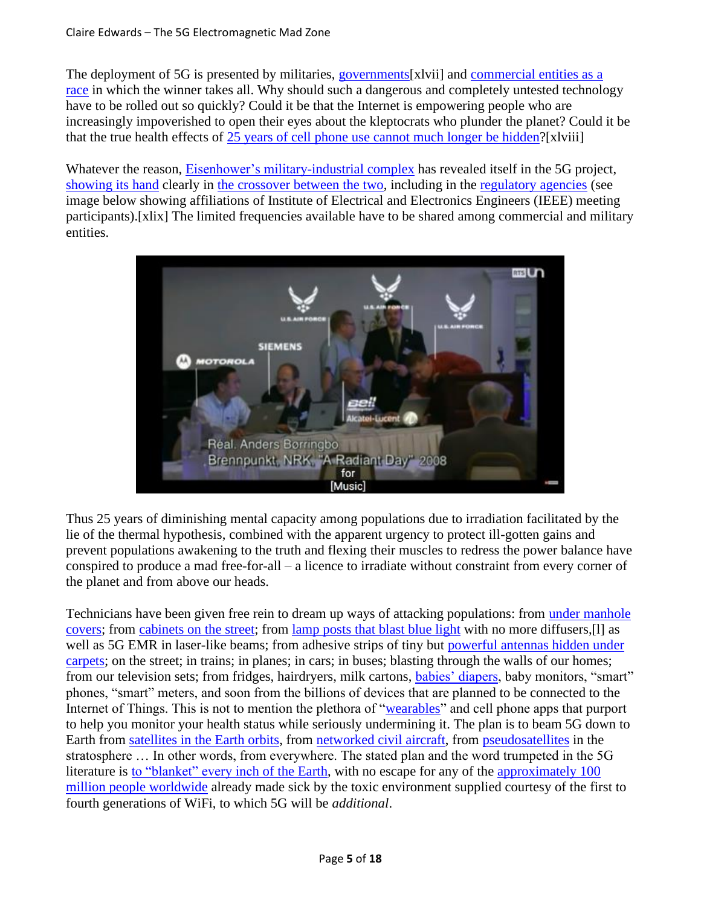The deployment of 5G is presented by militaries, governments[xlvii] and commercial entities as a race in which the winner takes all. Why should such a dangerous and completely untested technology have to be rolled out so quickly? Could it be that the Internet is empowering people who are increasingly impoverished to open their eyes about the kleptocrats who plunder the planet? Could it be that the true health effects of 25 years of cell phone use cannot much longer be hidden?[xlviii]

Whatever the reason, Eisenhower's military-industrial complex has revealed itself in the 5G project, showing its hand clearly in the crossover between the two, including in the regulatory agencies (see image below showing affiliations of Institute of Electrical and Electronics Engineers (IEEE) meeting participants).[xlix] The limited frequencies available have to be shared among commercial and military entities.

Thus 25 years of diminishing mental capacity among populations due to irradiation facilitated by the lie of the thermal hypothesis, combined with the apparent urgency to protect ill-gotten gains and prevent populations awakening to the truth and flexing their muscles to redress the power balance have conspired to produce a mad free-for-all – a licence to irradiate without constraint from every corner of the planet and from above our heads.

Technicians have been given free rein to dream up ways of attacking populations: from under manhole covers; from cabinets on the street; from lamp posts that blast blue light with no more diffusers,[l] as well as 5G EMR in laser-like beams; from adhesive strips of tiny but powerful antennas hidden under carpets; on the street; in trains; in planes; in cars; in buses; blasting through the walls of our homes; from our television sets; from fridges, hairdryers, milk cartons, babies' diapers, baby monitors, "smart" phones, "smart" meters, and soon from the billions of devices that are planned to be connected to the Internet of Things. This is not to mention the plethora of "wearables" and cell phone apps that purport to help you monitor your health status while seriously undermining it. The plan is to beam 5G down to Earth from satellites in the Earth orbits, from networked civil aircraft, from pseudosatellites in the stratosphere … In other words, from everywhere. The stated plan and the word trumpeted in the 5G literature is to "blanket" every inch of the Earth, with no escape for any of the approximately 100 million people worldwide already made sick by the toxic environment supplied courtesy of the first to fourth generations of WiFi, to which 5G will be *additional*.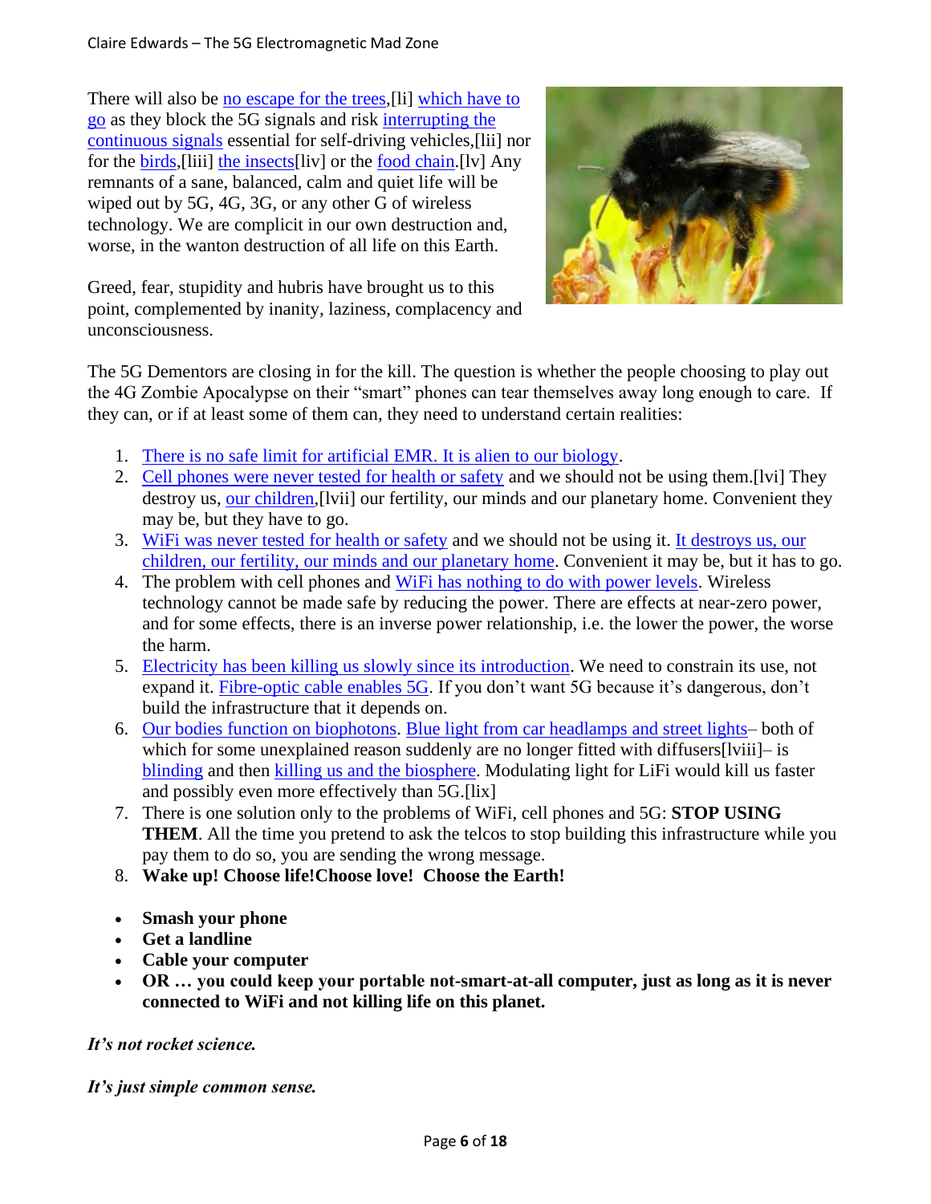There will also be no escape for the trees,[li] which have to go as they block the 5G signals and risk interrupting the continuous signals essential for self-driving vehicles,[lii] nor for the birds,[liii] the insects[liv] or the food chain.[lv] Any remnants of a sane, balanced, calm and quiet life will be wiped out by 5G, 4G, 3G, or any other G of wireless technology. We are complicit in our own destruction and, worse, in the wanton destruction of all life on this Earth.

Greed, fear, stupidity and hubris have brought us to this point, complemented by inanity, laziness, complacency and unconsciousness.

The 5G Dementors are closing in for the kill. The question is whether the people choosing to play out the 4G Zombie Apocalypse on their "smart" phones can tear themselves away long enough to care. If they can, or if at least some of them can, they need to understand certain realities:

1. There is no safe limit for artificial EMR. It is alien to our biology.
2. Cell phones were never tested for health or safety and we should not be using them.[lvi] They destroy us, our children,[lvii] our fertility, our minds and our planetary home. Convenient they may be, but they have to go.
3. WiFi was never tested for health or safety and we should not be using it. It destroys us, our children, our fertility, our minds and our planetary home. Convenient it may be, but it has to go.
4. The problem with cell phones and WiFi has nothing to do with power levels. Wireless technology cannot be made safe by reducing the power. There are effects at near-zero power, and for some effects, there is an inverse power relationship, i.e. the lower the power, the worse the harm.
5. Electricity has been killing us slowly since its introduction. We need to constrain its use, not expand it. Fibre-optic cable enables 5G. If you don't want 5G because it's dangerous, don't build the infrastructure that it depends on.
6. Our bodies function on biophotons. Blue light from car headlamps and street lights– both of which for some unexplained reason suddenly are no longer fitted with diffusers[lviii]– is blinding and then killing us and the biosphere. Modulating light for LiFi would kill us faster and possibly even more effectively than 5G.[lix]
7. There is one solution only to the problems of WiFi, cell phones and 5G: **STOP USING THEM**. All the time you pretend to ask the telcos to stop building this infrastructure while you pay them to do so, you are sending the wrong message.
8. **Wake up! Choose life!Choose love! Choose the Earth!**

- **Smash your phone**
- **Get a landline**
- **Cable your computer**
- **OR … you could keep your portable not-smart-at-all computer, just as long as it is never connected to WiFi and not killing life on this planet.**

***It's not rocket science.***

***It's just simple common sense.***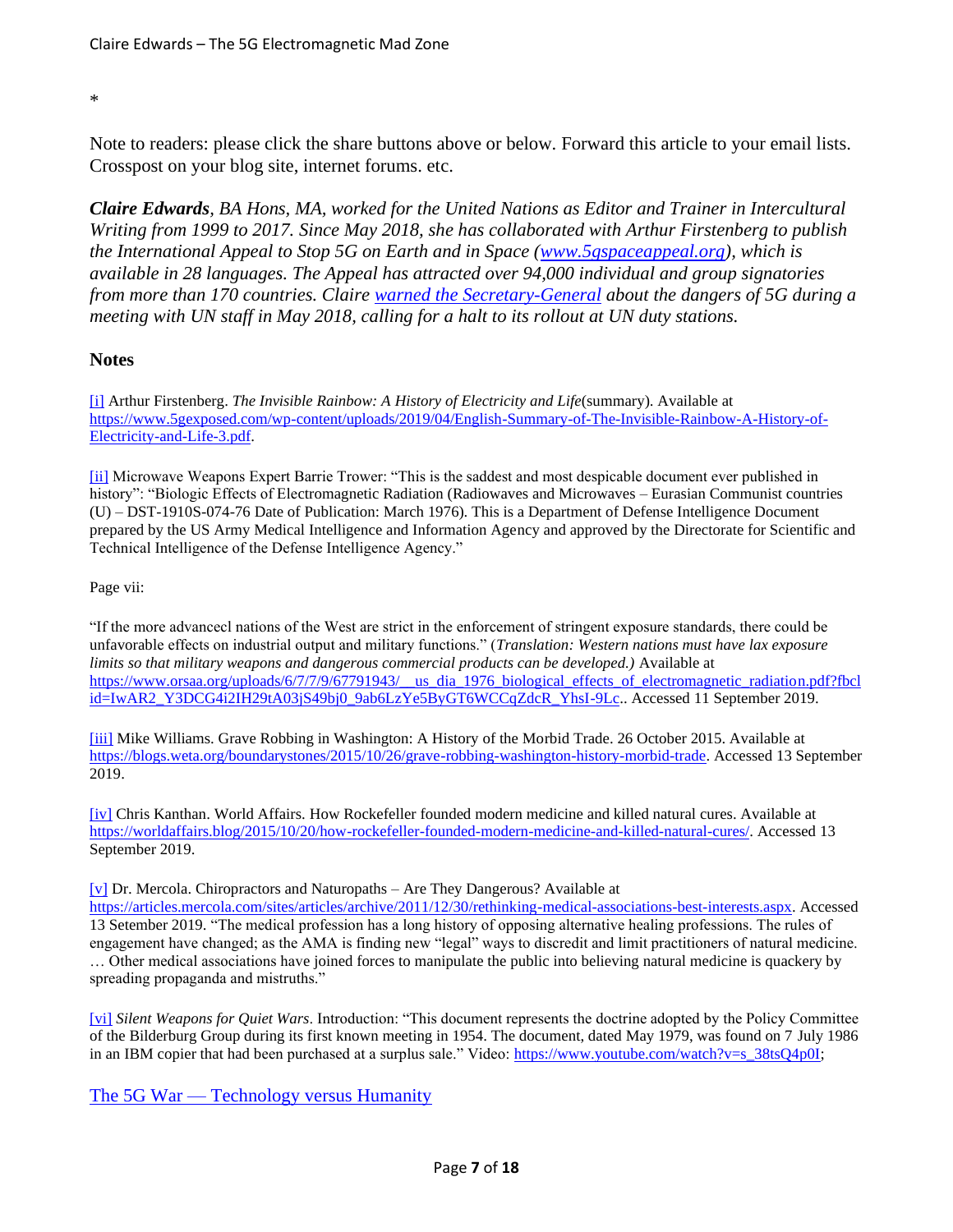*

Note to readers: please click the share buttons above or below. Forward this article to your email lists. Crosspost on your blog site, internet forums. etc.

***Claire Edwards**, BA Hons, MA, worked for the United Nations as Editor and Trainer in Intercultural Writing from 1999 to 2017. Since May 2018, she has collaborated with Arthur Firstenberg to publish the International Appeal to Stop 5G on Earth and in Space ([www.5gspaceappeal.org](http://www.5gspaceappeal.org)), which is available in 28 languages. The Appeal has attracted over 94,000 individual and group signatories from more than 170 countries. Claire [warned the Secretary-General](#) about the dangers of 5G during a meeting with UN staff in May 2018, calling for a halt to its rollout at UN duty stations.*

### Notes

[i] Arthur Firstenberg. *The Invisible Rainbow: A History of Electricity and Life*(summary). Available at https://www.5gexposed.com/wp-content/uploads/2019/04/English-Summary-of-The-Invisible-Rainbow-A-History-of-Electricity-and-Life-3.pdf.

[ii] Microwave Weapons Expert Barrie Trower: "This is the saddest and most despicable document ever published in history": "Biologic Effects of Electromagnetic Radiation (Radiowaves and Microwaves – Eurasian Communist countries (U) – DST-1910S-074-76 Date of Publication: March 1976). This is a Department of Defense Intelligence Document prepared by the US Army Medical Intelligence and Information Agency and approved by the Directorate for Scientific and Technical Intelligence of the Defense Intelligence Agency."

Page vii:

"If the more advancecl nations of the West are strict in the enforcement of stringent exposure standards, there could be unfavorable effects on industrial output and military functions." (*Translation: Western nations must have lax exposure limits so that military weapons and dangerous commercial products can be developed.)* Available at https://www.orsaa.org/uploads/6/7/7/9/67791943/__us_dia_1976_biological_effects_of_electromagnetic_radiation.pdf?fbclid=IwAR2_Y3DCG4i2IH29tA03jS49bj0_9ab6LzYe5ByGT6WCCqZdcR_YhsI-9Lc.. Accessed 11 September 2019.

[iii] Mike Williams. Grave Robbing in Washington: A History of the Morbid Trade. 26 October 2015. Available at https://blogs.weta.org/boundarystones/2015/10/26/grave-robbing-washington-history-morbid-trade. Accessed 13 September 2019.

[iv] Chris Kanthan. World Affairs. How Rockefeller founded modern medicine and killed natural cures. Available at https://worldaffairs.blog/2015/10/20/how-rockefeller-founded-modern-medicine-and-killed-natural-cures/. Accessed 13 September 2019.

[v] Dr. Mercola. Chiropractors and Naturopaths – Are They Dangerous? Available at https://articles.mercola.com/sites/articles/archive/2011/12/30/rethinking-medical-associations-best-interests.aspx. Accessed 13 September 2019. "The medical profession has a long history of opposing alternative healing professions. The rules of engagement have changed; as the AMA is finding new "legal" ways to discredit and limit practitioners of natural medicine. … Other medical associations have joined forces to manipulate the public into believing natural medicine is quackery by spreading propaganda and mistruths."

[vi] *Silent Weapons for Quiet Wars*. Introduction: "This document represents the doctrine adopted by the Policy Committee of the Bilderburg Group during its first known meeting in 1954. The document, dated May 1979, was found on 7 July 1986 in an IBM copier that had been purchased at a surplus sale." Video: https://www.youtube.com/watch?v=s_38tsQ4p0I;

[The 5G War — Technology versus Humanity](#)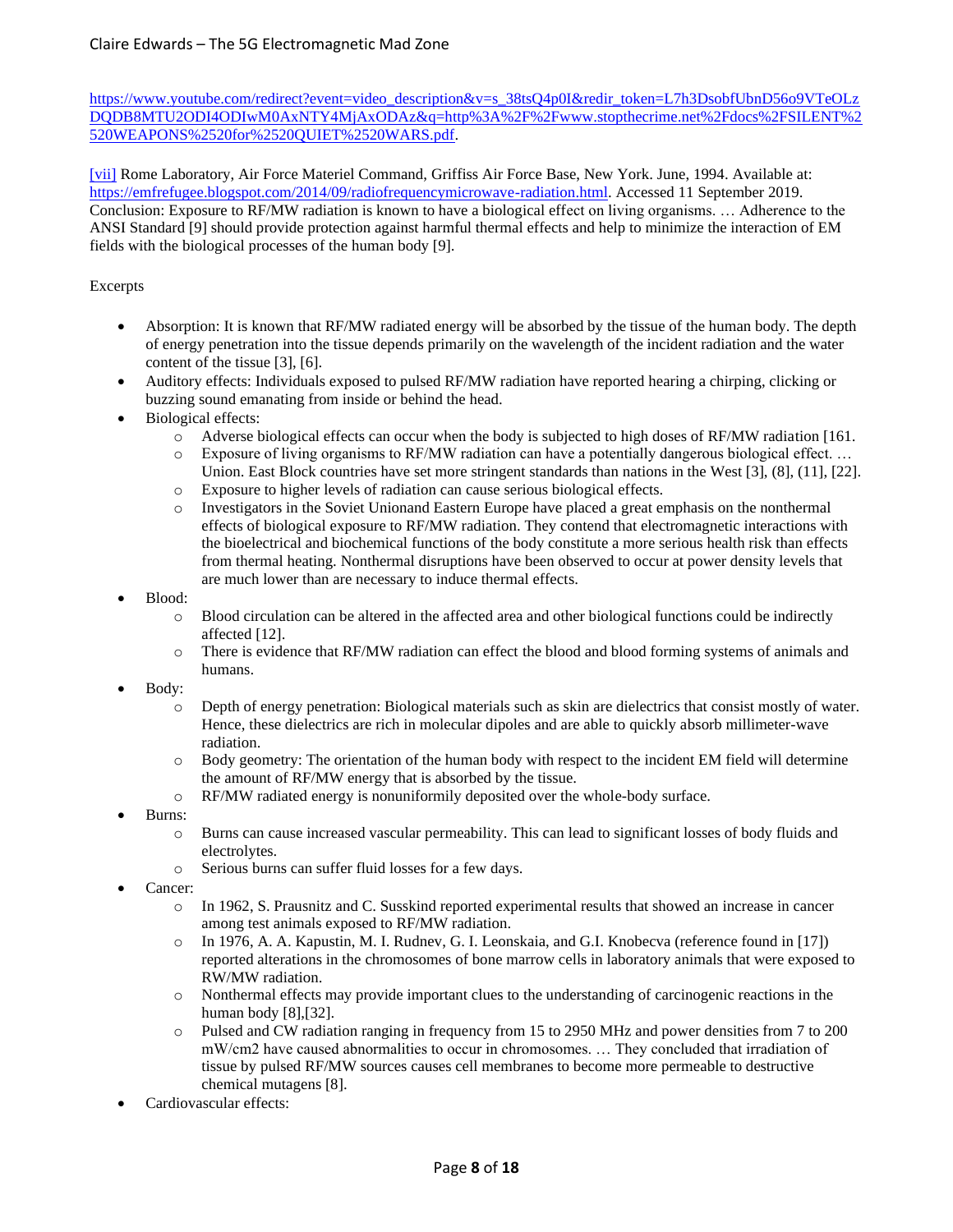https://www.youtube.com/redirect?event=video_description&v=s_38tsQ4p0I&redir_token=L7h3DsobfUbnD56o9VTeOLzDQDB8MTU2ODI4ODIwM0AxNTY4MjAxODAz&q=http%3A%2F%2Fwww.stopthecrime.net%2Fdocs%2FSILENT%2520WEAPONS%2520for%2520QUIET%2520WARS.pdf.

[vii] Rome Laboratory, Air Force Materiel Command, Griffiss Air Force Base, New York. June, 1994. Available at: https://emfrefugee.blogspot.com/2014/09/radiofrequencymicrowave-radiation.html. Accessed 11 September 2019. Conclusion: Exposure to RF/MW radiation is known to have a biological effect on living organisms. … Adherence to the ANSI Standard [9] should provide protection against harmful thermal effects and help to minimize the interaction of EM fields with the biological processes of the human body [9].

Excerpts

- Absorption: It is known that RF/MW radiated energy will be absorbed by the tissue of the human body. The depth of energy penetration into the tissue depends primarily on the wavelength of the incident radiation and the water content of the tissue [3], [6].
- Auditory effects: Individuals exposed to pulsed RF/MW radiation have reported hearing a chirping, clicking or buzzing sound emanating from inside or behind the head.
- Biological effects:
  - Adverse biological effects can occur when the body is subjected to high doses of RF/MW radiation [161.
  - Exposure of living organisms to RF/MW radiation can have a potentially dangerous biological effect. … Union. East Block countries have set more stringent standards than nations in the West [3], (8], [11], [22].
  - Exposure to higher levels of radiation can cause serious biological effects.
  - Investigators in the Soviet Unionand Eastern Europe have placed a great emphasis on the nonthermal effects of biological exposure to RF/MW radiation. They contend that electromagnetic interactions with the bioelectrical and biochemical functions of the body constitute a more serious health risk than effects from thermal heating. Nonthermal disruptions have been observed to occur at power density levels that are much lower than are necessary to induce thermal effects.
- Blood:
  - Blood circulation can be altered in the affected area and other biological functions could be indirectly affected [12].
  - There is evidence that RF/MW radiation can effect the blood and blood forming systems of animals and humans.
- Body:
  - Depth of energy penetration: Biological materials such as skin are dielectrics that consist mostly of water. Hence, these dielectrics are rich in molecular dipoles and are able to quickly absorb millimeter-wave radiation.
  - Body geometry: The orientation of the human body with respect to the incident EM field will determine the amount of RF/MW energy that is absorbed by the tissue.
  - RF/MW radiated energy is nonuniformily deposited over the whole-body surface.
- Burns:
  - Burns can cause increased vascular permeability. This can lead to significant losses of body fluids and electrolytes.
  - Serious burns can suffer fluid losses for a few days.
- Cancer:
  - In 1962, S. Prausnitz and C. Susskind reported experimental results that showed an increase in cancer among test animals exposed to RF/MW radiation.
  - In 1976, A. A. Kapustin, M. I. Rudnev, G. I. Leonskaia, and G.I. Knobecva (reference found in [17]) reported alterations in the chromosomes of bone marrow cells in laboratory animals that were exposed to RW/MW radiation.
  - Nonthermal effects may provide important clues to the understanding of carcinogenic reactions in the human body [8],[32].
  - Pulsed and CW radiation ranging in frequency from 15 to 2950 MHz and power densities from 7 to 200 mW/cm2 have caused abnormalities to occur in chromosomes. … They concluded that irradiation of tissue by pulsed RF/MW sources causes cell membranes to become more permeable to destructive chemical mutagens [8].
- Cardiovascular effects: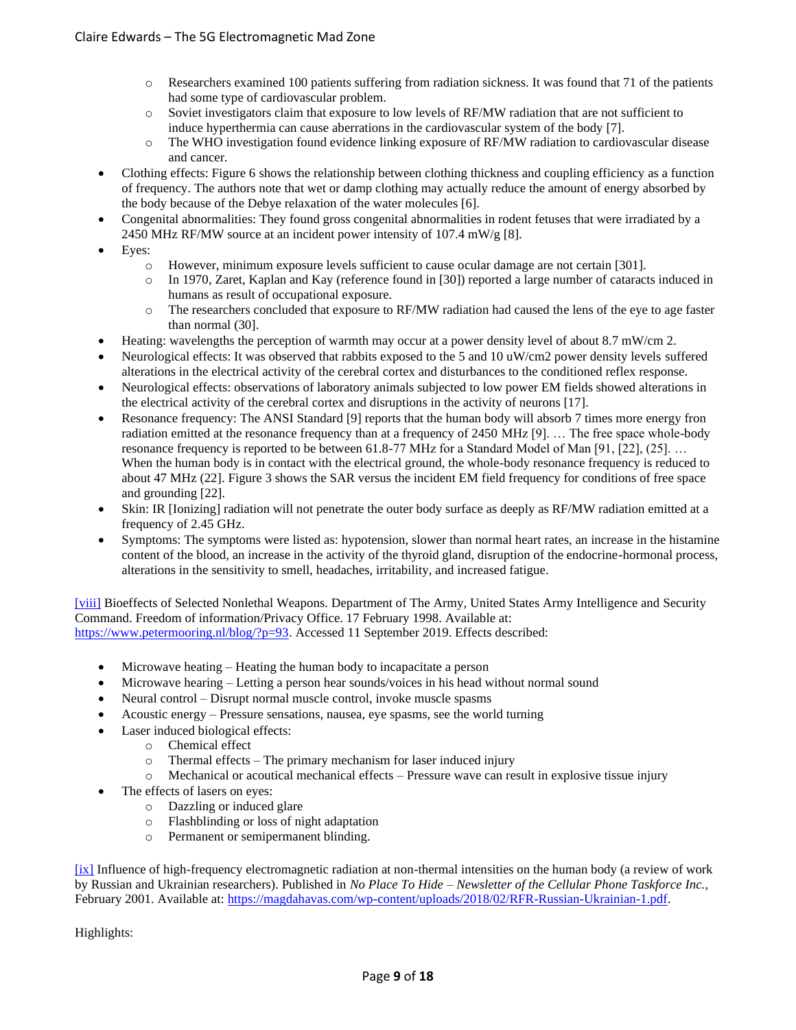- Researchers examined 100 patients suffering from radiation sickness. It was found that 71 of the patients had some type of cardiovascular problem.
  - Soviet investigators claim that exposure to low levels of RF/MW radiation that are not sufficient to induce hyperthermia can cause aberrations in the cardiovascular system of the body [7].
  - The WHO investigation found evidence linking exposure of RF/MW radiation to cardiovascular disease and cancer.
- Clothing effects: Figure 6 shows the relationship between clothing thickness and coupling efficiency as a function of frequency. The authors note that wet or damp clothing may actually reduce the amount of energy absorbed by the body because of the Debye relaxation of the water molecules [6].
- Congenital abnormalities: They found gross congenital abnormalities in rodent fetuses that were irradiated by a 2450 MHz RF/MW source at an incident power intensity of 107.4 mW/g [8].
- Eyes:
  - However, minimum exposure levels sufficient to cause ocular damage are not certain [301].
  - In 1970, Zaret, Kaplan and Kay (reference found in [30]) reported a large number of cataracts induced in humans as result of occupational exposure.
  - The researchers concluded that exposure to RF/MW radiation had caused the lens of the eye to age faster than normal (30].
- Heating: wavelengths the perception of warmth may occur at a power density level of about 8.7 mW/cm 2.
- Neurological effects: It was observed that rabbits exposed to the 5 and 10 uW/cm2 power density levels suffered alterations in the electrical activity of the cerebral cortex and disturbances to the conditioned reflex response.
- Neurological effects: observations of laboratory animals subjected to low power EM fields showed alterations in the electrical activity of the cerebral cortex and disruptions in the activity of neurons [17].
- Resonance frequency: The ANSI Standard [9] reports that the human body will absorb 7 times more energy fron radiation emitted at the resonance frequency than at a frequency of 2450 MHz [9]. … The free space whole-body resonance frequency is reported to be between 61.8-77 MHz for a Standard Model of Man [91, [22], (25]. … When the human body is in contact with the electrical ground, the whole-body resonance frequency is reduced to about 47 MHz (22]. Figure 3 shows the SAR versus the incident EM field frequency for conditions of free space and grounding [22].
- Skin: IR [Ionizing] radiation will not penetrate the outer body surface as deeply as RF/MW radiation emitted at a frequency of 2.45 GHz.
- Symptoms: The symptoms were listed as: hypotension, slower than normal heart rates, an increase in the histamine content of the blood, an increase in the activity of the thyroid gland, disruption of the endocrine-hormonal process, alterations in the sensitivity to smell, headaches, irritability, and increased fatigue.

[viii] Bioeffects of Selected Nonlethal Weapons. Department of The Army, United States Army Intelligence and Security Command. Freedom of information/Privacy Office. 17 February 1998. Available at: https://www.petermooring.nl/blog/?p=93. Accessed 11 September 2019. Effects described:

- Microwave heating – Heating the human body to incapacitate a person
- Microwave hearing – Letting a person hear sounds/voices in his head without normal sound
- Neural control – Disrupt normal muscle control, invoke muscle spasms
- Acoustic energy – Pressure sensations, nausea, eye spasms, see the world turning
- Laser induced biological effects:
  - Chemical effect
  - Thermal effects – The primary mechanism for laser induced injury
  - Mechanical or acoutical mechanical effects – Pressure wave can result in explosive tissue injury
- The effects of lasers on eyes:
  - Dazzling or induced glare
  - Flashblinding or loss of night adaptation
  - Permanent or semipermanent blinding.

[ix] Influence of high-frequency electromagnetic radiation at non-thermal intensities on the human body (a review of work by Russian and Ukrainian researchers). Published in *No Place To Hide – Newsletter of the Cellular Phone Taskforce Inc.*, February 2001. Available at: https://magdahavas.com/wp-content/uploads/2018/02/RFR-Russian-Ukrainian-1.pdf.

Highlights: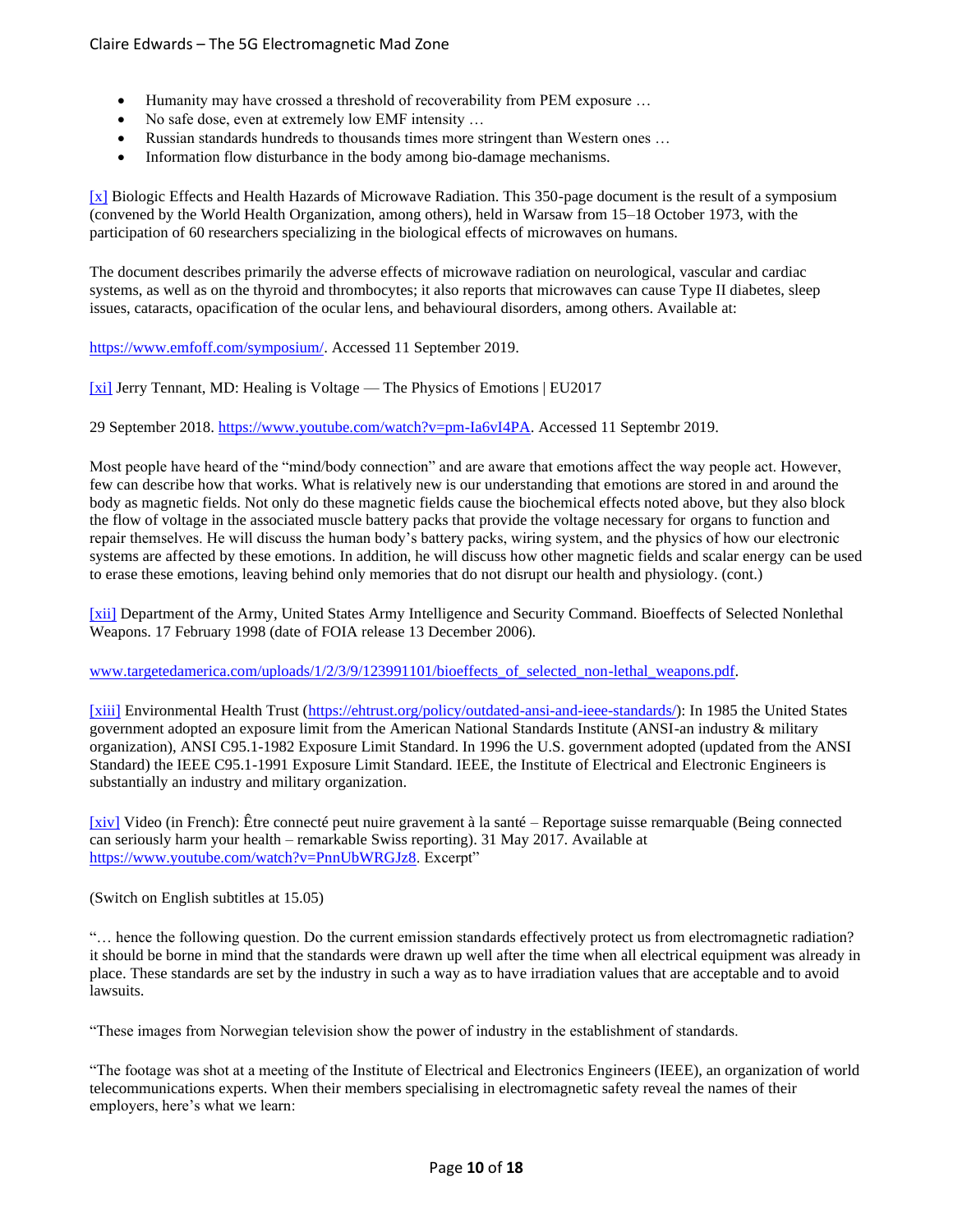- Humanity may have crossed a threshold of recoverability from PEM exposure …
- No safe dose, even at extremely low EMF intensity …
- Russian standards hundreds to thousands times more stringent than Western ones …
- Information flow disturbance in the body among bio-damage mechanisms.

[x] Biologic Effects and Health Hazards of Microwave Radiation. This 350-page document is the result of a symposium (convened by the World Health Organization, among others), held in Warsaw from 15–18 October 1973, with the participation of 60 researchers specializing in the biological effects of microwaves on humans.

The document describes primarily the adverse effects of microwave radiation on neurological, vascular and cardiac systems, as well as on the thyroid and thrombocytes; it also reports that microwaves can cause Type II diabetes, sleep issues, cataracts, opacification of the ocular lens, and behavioural disorders, among others. Available at:

https://www.emfoff.com/symposium/. Accessed 11 September 2019.

[xi] Jerry Tennant, MD: Healing is Voltage — The Physics of Emotions | EU2017

29 September 2018. https://www.youtube.com/watch?v=pm-Ia6vI4PA. Accessed 11 Septembr 2019.

Most people have heard of the "mind/body connection" and are aware that emotions affect the way people act. However, few can describe how that works. What is relatively new is our understanding that emotions are stored in and around the body as magnetic fields. Not only do these magnetic fields cause the biochemical effects noted above, but they also block the flow of voltage in the associated muscle battery packs that provide the voltage necessary for organs to function and repair themselves. He will discuss the human body's battery packs, wiring system, and the physics of how our electronic systems are affected by these emotions. In addition, he will discuss how other magnetic fields and scalar energy can be used to erase these emotions, leaving behind only memories that do not disrupt our health and physiology. (cont.)

[xii] Department of the Army, United States Army Intelligence and Security Command. Bioeffects of Selected Nonlethal Weapons. 17 February 1998 (date of FOIA release 13 December 2006).

www.targetedamerica.com/uploads/1/2/3/9/123991101/bioeffects_of_selected_non-lethal_weapons.pdf.

[xiii] Environmental Health Trust (https://ehtrust.org/policy/outdated-ansi-and-ieee-standards/): In 1985 the United States government adopted an exposure limit from the American National Standards Institute (ANSI-an industry & military organization), ANSI C95.1-1982 Exposure Limit Standard. In 1996 the U.S. government adopted (updated from the ANSI Standard) the IEEE C95.1-1991 Exposure Limit Standard. IEEE, the Institute of Electrical and Electronic Engineers is substantially an industry and military organization.

[xiv] Video (in French): Être connecté peut nuire gravement à la santé – Reportage suisse remarquable (Being connected can seriously harm your health – remarkable Swiss reporting). 31 May 2017. Available at https://www.youtube.com/watch?v=PnnUbWRGJz8. Excerpt"

(Switch on English subtitles at 15.05)

"… hence the following question. Do the current emission standards effectively protect us from electromagnetic radiation? it should be borne in mind that the standards were drawn up well after the time when all electrical equipment was already in place. These standards are set by the industry in such a way as to have irradiation values that are acceptable and to avoid lawsuits.

"These images from Norwegian television show the power of industry in the establishment of standards.

"The footage was shot at a meeting of the Institute of Electrical and Electronics Engineers (IEEE), an organization of world telecommunications experts. When their members specialising in electromagnetic safety reveal the names of their employers, here's what we learn: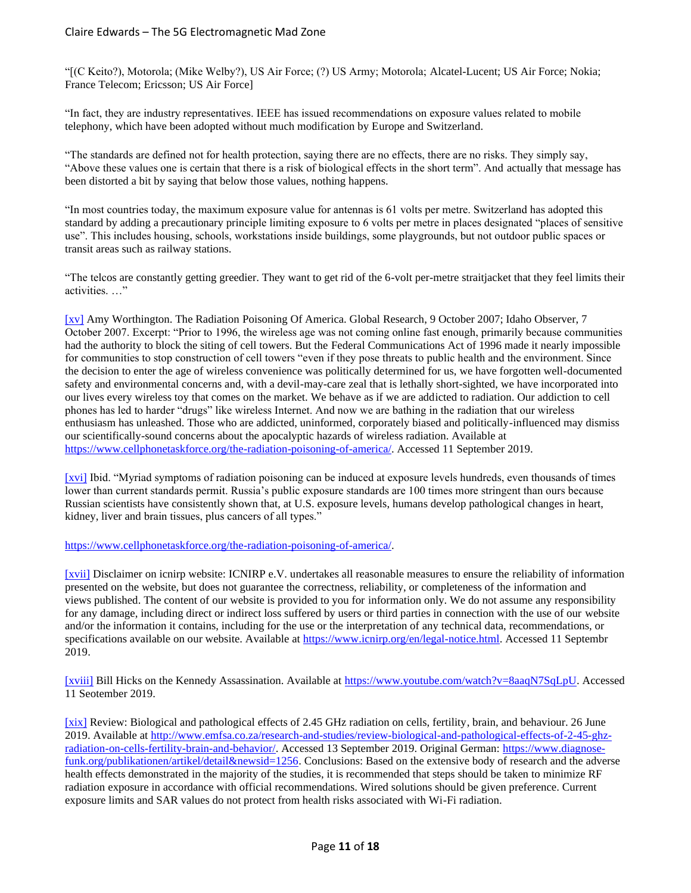"[(C Keito?), Motorola; (Mike Welby?), US Air Force; (?) US Army; Motorola; Alcatel-Lucent; US Air Force; Nokia; France Telecom; Ericsson; US Air Force]

"In fact, they are industry representatives. IEEE has issued recommendations on exposure values related to mobile telephony, which have been adopted without much modification by Europe and Switzerland.

"The standards are defined not for health protection, saying there are no effects, there are no risks. They simply say, "Above these values one is certain that there is a risk of biological effects in the short term". And actually that message has been distorted a bit by saying that below those values, nothing happens.

"In most countries today, the maximum exposure value for antennas is 61 volts per metre. Switzerland has adopted this standard by adding a precautionary principle limiting exposure to 6 volts per metre in places designated "places of sensitive use". This includes housing, schools, workstations inside buildings, some playgrounds, but not outdoor public spaces or transit areas such as railway stations.

"The telcos are constantly getting greedier. They want to get rid of the 6-volt per-metre straitjacket that they feel limits their activities. …"

[xv] Amy Worthington. The Radiation Poisoning Of America. Global Research, 9 October 2007; Idaho Observer, 7 October 2007. Excerpt: "Prior to 1996, the wireless age was not coming online fast enough, primarily because communities had the authority to block the siting of cell towers. But the Federal Communications Act of 1996 made it nearly impossible for communities to stop construction of cell towers "even if they pose threats to public health and the environment. Since the decision to enter the age of wireless convenience was politically determined for us, we have forgotten well-documented safety and environmental concerns and, with a devil-may-care zeal that is lethally short-sighted, we have incorporated into our lives every wireless toy that comes on the market. We behave as if we are addicted to radiation. Our addiction to cell phones has led to harder "drugs" like wireless Internet. And now we are bathing in the radiation that our wireless enthusiasm has unleashed. Those who are addicted, uninformed, corporately biased and politically-influenced may dismiss our scientifically-sound concerns about the apocalyptic hazards of wireless radiation. Available at https://www.cellphonetaskforce.org/the-radiation-poisoning-of-america/. Accessed 11 September 2019.

[xvi] Ibid. "Myriad symptoms of radiation poisoning can be induced at exposure levels hundreds, even thousands of times lower than current standards permit. Russia's public exposure standards are 100 times more stringent than ours because Russian scientists have consistently shown that, at U.S. exposure levels, humans develop pathological changes in heart, kidney, liver and brain tissues, plus cancers of all types."

https://www.cellphonetaskforce.org/the-radiation-poisoning-of-america/.

[xvii] Disclaimer on icnirp website: ICNIRP e.V. undertakes all reasonable measures to ensure the reliability of information presented on the website, but does not guarantee the correctness, reliability, or completeness of the information and views published. The content of our website is provided to you for information only. We do not assume any responsibility for any damage, including direct or indirect loss suffered by users or third parties in connection with the use of our website and/or the information it contains, including for the use or the interpretation of any technical data, recommendations, or specifications available on our website. Available at https://www.icnirp.org/en/legal-notice.html. Accessed 11 Septembr 2019.

[xviii] Bill Hicks on the Kennedy Assassination. Available at https://www.youtube.com/watch?v=8aaqN7SqLpU. Accessed 11 Seotember 2019.

[xix] Review: Biological and pathological effects of 2.45 GHz radiation on cells, fertility, brain, and behaviour. 26 June 2019. Available at http://www.emfsa.co.za/research-and-studies/review-biological-and-pathological-effects-of-2-45-ghz-radiation-on-cells-fertility-brain-and-behavior/. Accessed 13 September 2019. Original German: https://www.diagnose-funk.org/publikationen/artikel/detail&newsid=1256. Conclusions: Based on the extensive body of research and the adverse health effects demonstrated in the majority of the studies, it is recommended that steps should be taken to minimize RF radiation exposure in accordance with official recommendations. Wired solutions should be given preference. Current exposure limits and SAR values do not protect from health risks associated with Wi-Fi radiation.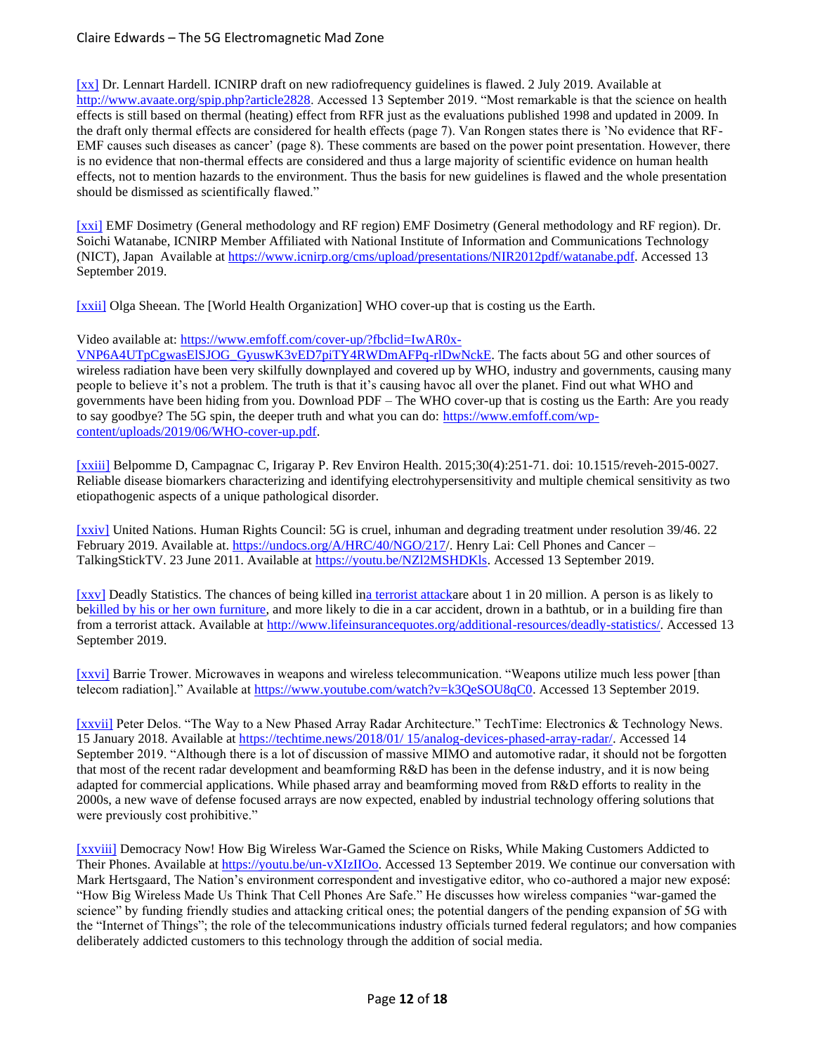[xx] Dr. Lennart Hardell. ICNIRP draft on new radiofrequency guidelines is flawed. 2 July 2019. Available at http://www.avaate.org/spip.php?article2828. Accessed 13 September 2019. "Most remarkable is that the science on health effects is still based on thermal (heating) effect from RFR just as the evaluations published 1998 and updated in 2009. In the draft only thermal effects are considered for health effects (page 7). Van Rongen states there is 'No evidence that RF-EMF causes such diseases as cancer' (page 8). These comments are based on the power point presentation. However, there is no evidence that non-thermal effects are considered and thus a large majority of scientific evidence on human health effects, not to mention hazards to the environment. Thus the basis for new guidelines is flawed and the whole presentation should be dismissed as scientifically flawed."

[xxi] EMF Dosimetry (General methodology and RF region) EMF Dosimetry (General methodology and RF region). Dr. Soichi Watanabe, ICNIRP Member Affiliated with National Institute of Information and Communications Technology (NICT), Japan Available at https://www.icnirp.org/cms/upload/presentations/NIR2012pdf/watanabe.pdf. Accessed 13 September 2019.

[xxii] Olga Sheean. The [World Health Organization] WHO cover-up that is costing us the Earth.

Video available at: https://www.emfoff.com/cover-up/?fbclid=IwAR0x-VNP6A4UTpCgwasElSJOG_GyuswK3vED7piTY4RWDmAFPq-rlDwNckE. The facts about 5G and other sources of wireless radiation have been very skilfully downplayed and covered up by WHO, industry and governments, causing many people to believe it's not a problem. The truth is that it's causing havoc all over the planet. Find out what WHO and governments have been hiding from you. Download PDF – The WHO cover-up that is costing us the Earth: Are you ready to say goodbye? The 5G spin, the deeper truth and what you can do: https://www.emfoff.com/wp-content/uploads/2019/06/WHO-cover-up.pdf.

[xxiii] Belpomme D, Campagnac C, Irigaray P. Rev Environ Health. 2015;30(4):251-71. doi: 10.1515/reveh-2015-0027. Reliable disease biomarkers characterizing and identifying electrohypersensitivity and multiple chemical sensitivity as two etiopathogenic aspects of a unique pathological disorder.

[xxiv] United Nations. Human Rights Council: 5G is cruel, inhuman and degrading treatment under resolution 39/46. 22 February 2019. Available at. https://undocs.org/A/HRC/40/NGO/217/. Henry Lai: Cell Phones and Cancer – TalkingStickTV. 23 June 2011. Available at https://youtu.be/NZl2MSHDKls. Accessed 13 September 2019.

[xxv] Deadly Statistics. The chances of being killed ina terrorist attackare about 1 in 20 million. A person is as likely to bekilled by his or her own furniture, and more likely to die in a car accident, drown in a bathtub, or in a building fire than from a terrorist attack. Available at http://www.lifeinsurancequotes.org/additional-resources/deadly-statistics/. Accessed 13 September 2019.

[xxvi] Barrie Trower. Microwaves in weapons and wireless telecommunication. "Weapons utilize much less power [than telecom radiation]." Available at https://www.youtube.com/watch?v=k3QeSOU8qC0. Accessed 13 September 2019.

[xxvii] Peter Delos. "The Way to a New Phased Array Radar Architecture." TechTime: Electronics & Technology News. 15 January 2018. Available at https://techtime.news/2018/01/ 15/analog-devices-phased-array-radar/. Accessed 14 September 2019. "Although there is a lot of discussion of massive MIMO and automotive radar, it should not be forgotten that most of the recent radar development and beamforming R&D has been in the defense industry, and it is now being adapted for commercial applications. While phased array and beamforming moved from R&D efforts to reality in the 2000s, a new wave of defense focused arrays are now expected, enabled by industrial technology offering solutions that were previously cost prohibitive."

[xxviii] Democracy Now! How Big Wireless War-Gamed the Science on Risks, While Making Customers Addicted to Their Phones. Available at https://youtu.be/un-vXIzIIOo. Accessed 13 September 2019. We continue our conversation with Mark Hertsgaard, The Nation's environment correspondent and investigative editor, who co-authored a major new exposé: "How Big Wireless Made Us Think That Cell Phones Are Safe." He discusses how wireless companies "war-gamed the science" by funding friendly studies and attacking critical ones; the potential dangers of the pending expansion of 5G with the "Internet of Things"; the role of the telecommunications industry officials turned federal regulators; and how companies deliberately addicted customers to this technology through the addition of social media.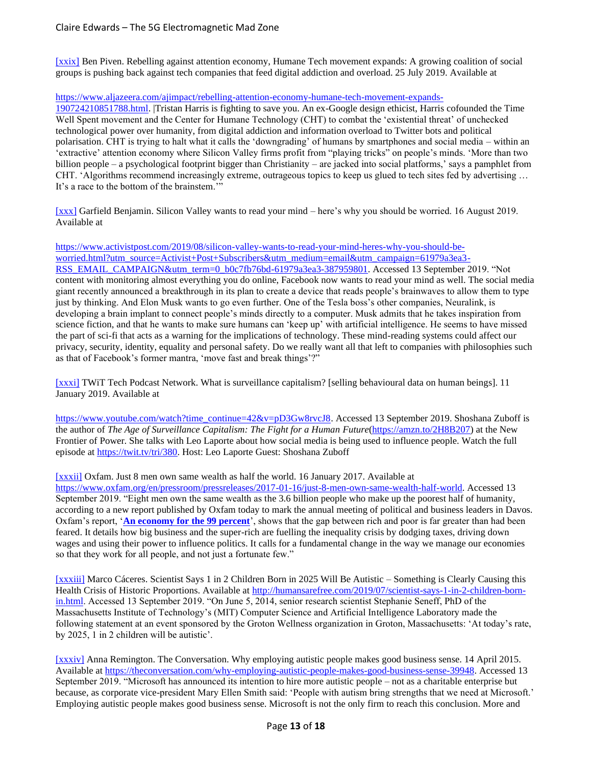[xxix] Ben Piven. Rebelling against attention economy, Humane Tech movement expands: A growing coalition of social groups is pushing back against tech companies that feed digital addiction and overload. 25 July 2019. Available at

https://www.aljazeera.com/ajimpact/rebelling-attention-economy-humane-tech-movement-expands-190724210851788.html. |Tristan Harris is fighting to save you. An ex-Google design ethicist, Harris cofounded the Time Well Spent movement and the Center for Humane Technology (CHT) to combat the 'existential threat' of unchecked technological power over humanity, from digital addiction and information overload to Twitter bots and political polarisation. CHT is trying to halt what it calls the 'downgrading' of humans by smartphones and social media – within an 'extractive' attention economy where Silicon Valley firms profit from "playing tricks" on people's minds. 'More than two billion people – a psychological footprint bigger than Christianity – are jacked into social platforms,' says a pamphlet from CHT. 'Algorithms recommend increasingly extreme, outrageous topics to keep us glued to tech sites fed by advertising … It's a race to the bottom of the brainstem.'"

[xxx] Garfield Benjamin. Silicon Valley wants to read your mind – here's why you should be worried. 16 August 2019. Available at

https://www.activistpost.com/2019/08/silicon-valley-wants-to-read-your-mind-heres-why-you-should-be-worried.html?utm_source=Activist+Post+Subscribers&utm_medium=email&utm_campaign=61979a3ea3-RSS_EMAIL_CAMPAIGN&utm_term=0_b0c7fb76bd-61979a3ea3-387959801. Accessed 13 September 2019. "Not content with monitoring almost everything you do online, Facebook now wants to read your mind as well. The social media giant recently announced a breakthrough in its plan to create a device that reads people's brainwaves to allow them to type just by thinking. And Elon Musk wants to go even further. One of the Tesla boss's other companies, Neuralink, is developing a brain implant to connect people's minds directly to a computer. Musk admits that he takes inspiration from science fiction, and that he wants to make sure humans can 'keep up' with artificial intelligence. He seems to have missed the part of sci-fi that acts as a warning for the implications of technology. These mind-reading systems could affect our privacy, security, identity, equality and personal safety. Do we really want all that left to companies with philosophies such as that of Facebook's former mantra, 'move fast and break things'?"

[xxxi] TWiT Tech Podcast Network. What is surveillance capitalism? [selling behavioural data on human beings]. 11 January 2019. Available at

https://www.youtube.com/watch?time_continue=42&v=pD3Gw8rvcJ8. Accessed 13 September 2019. Shoshana Zuboff is the author of *The Age of Surveillance Capitalism: The Fight for a Human Future*(https://amzn.to/2H8B207) at the New Frontier of Power. She talks with Leo Laporte about how social media is being used to influence people. Watch the full episode at https://twit.tv/tri/380. Host: Leo Laporte Guest: Shoshana Zuboff

[xxxii] Oxfam. Just 8 men own same wealth as half the world. 16 January 2017. Available at https://www.oxfam.org/en/pressroom/pressreleases/2017-01-16/just-8-men-own-same-wealth-half-world. Accessed 13 September 2019. "Eight men own the same wealth as the 3.6 billion people who make up the poorest half of humanity, according to a new report published by Oxfam today to mark the annual meeting of political and business leaders in Davos. Oxfam's report, '**An economy for the 99 percent**', shows that the gap between rich and poor is far greater than had been feared. It details how big business and the super-rich are fuelling the inequality crisis by dodging taxes, driving down wages and using their power to influence politics. It calls for a fundamental change in the way we manage our economies so that they work for all people, and not just a fortunate few."

[xxxiii] Marco Cáceres. Scientist Says 1 in 2 Children Born in 2025 Will Be Autistic – Something is Clearly Causing this Health Crisis of Historic Proportions. Available at http://humansarefree.com/2019/07/scientist-says-1-in-2-children-born-in.html. Accessed 13 September 2019. "On June 5, 2014, senior research scientist Stephanie Seneff, PhD of the Massachusetts Institute of Technology's (MIT) Computer Science and Artificial Intelligence Laboratory made the following statement at an event sponsored by the Groton Wellness organization in Groton, Massachusetts: 'At today's rate, by 2025, 1 in 2 children will be autistic'.

[xxxiv] Anna Remington. The Conversation. Why employing autistic people makes good business sense. 14 April 2015. Available at https://theconversation.com/why-employing-autistic-people-makes-good-business-sense-39948. Accessed 13 September 2019. "Microsoft has announced its intention to hire more autistic people – not as a charitable enterprise but because, as corporate vice-president Mary Ellen Smith said: 'People with autism bring strengths that we need at Microsoft.' Employing autistic people makes good business sense. Microsoft is not the only firm to reach this conclusion. More and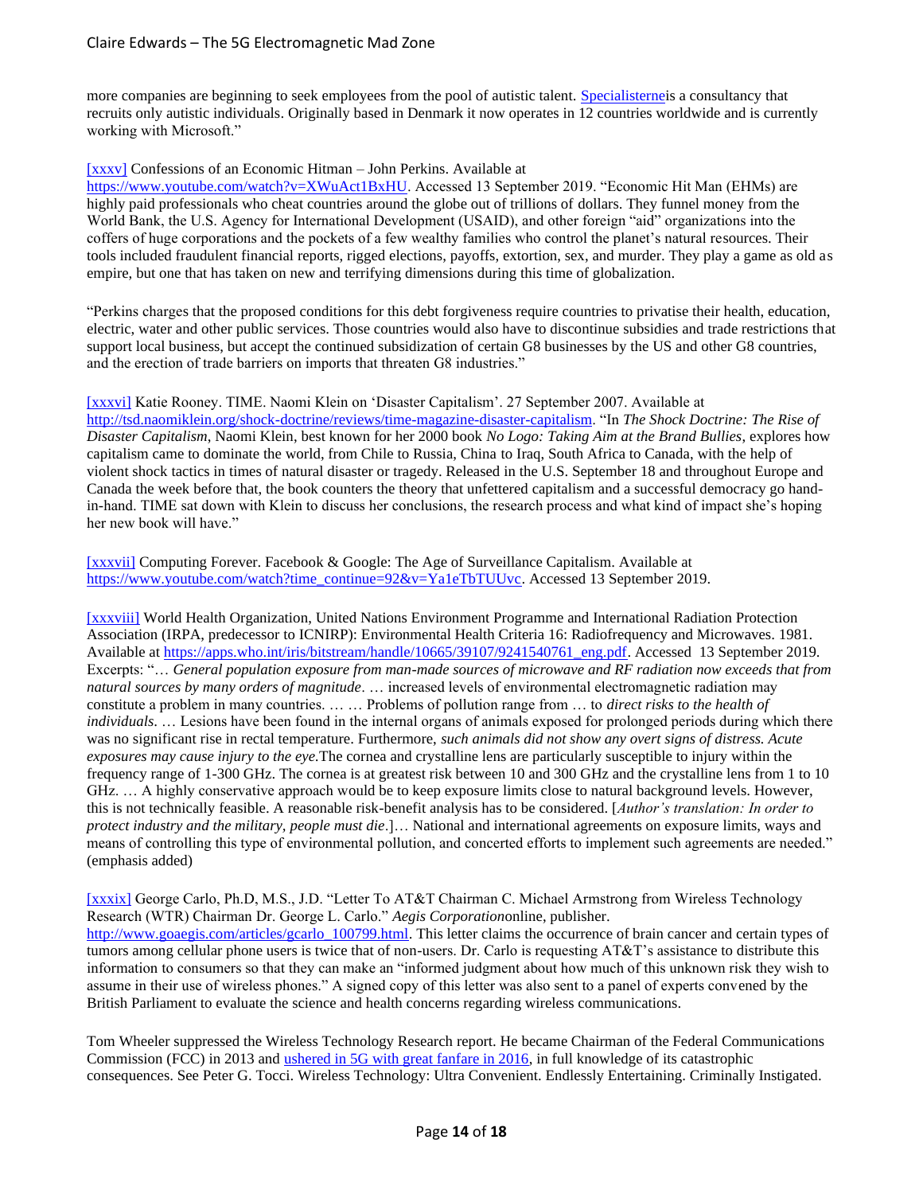more companies are beginning to seek employees from the pool of autistic talent. [Specialisterne](#)is a consultancy that recruits only autistic individuals. Originally based in Denmark it now operates in 12 countries worldwide and is currently working with Microsoft."

[xxxv] Confessions of an Economic Hitman – John Perkins. Available at https://www.youtube.com/watch?v=XWuAct1BxHU. Accessed 13 September 2019. "Economic Hit Man (EHMs) are highly paid professionals who cheat countries around the globe out of trillions of dollars. They funnel money from the World Bank, the U.S. Agency for International Development (USAID), and other foreign "aid" organizations into the coffers of huge corporations and the pockets of a few wealthy families who control the planet's natural resources. Their tools included fraudulent financial reports, rigged elections, payoffs, extortion, sex, and murder. They play a game as old as empire, but one that has taken on new and terrifying dimensions during this time of globalization.

"Perkins charges that the proposed conditions for this debt forgiveness require countries to privatise their health, education, electric, water and other public services. Those countries would also have to discontinue subsidies and trade restrictions that support local business, but accept the continued subsidization of certain G8 businesses by the US and other G8 countries, and the erection of trade barriers on imports that threaten G8 industries."

[xxxvi] Katie Rooney. TIME. Naomi Klein on 'Disaster Capitalism'. 27 September 2007. Available at http://tsd.naomiklein.org/shock-doctrine/reviews/time-magazine-disaster-capitalism. "In *The Shock Doctrine: The Rise of Disaster Capitalism*, Naomi Klein, best known for her 2000 book *No Logo: Taking Aim at the Brand Bullies*, explores how capitalism came to dominate the world, from Chile to Russia, China to Iraq, South Africa to Canada, with the help of violent shock tactics in times of natural disaster or tragedy. Released in the U.S. September 18 and throughout Europe and Canada the week before that, the book counters the theory that unfettered capitalism and a successful democracy go hand-in-hand. TIME sat down with Klein to discuss her conclusions, the research process and what kind of impact she's hoping her new book will have."

[xxxvii] Computing Forever. Facebook & Google: The Age of Surveillance Capitalism. Available at https://www.youtube.com/watch?time_continue=92&v=Ya1eTbTUUvc. Accessed 13 September 2019.

[xxxviii] World Health Organization, United Nations Environment Programme and International Radiation Protection Association (IRPA, predecessor to ICNIRP): Environmental Health Criteria 16: Radiofrequency and Microwaves. 1981. Available at https://apps.who.int/iris/bitstream/handle/10665/39107/9241540761_eng.pdf. Accessed 13 September 2019. Excerpts: "… *General population exposure from man-made sources of microwave and RF radiation now exceeds that from natural sources by many orders of magnitude*. … increased levels of environmental electromagnetic radiation may constitute a problem in many countries. … … Problems of pollution range from … to *direct risks to the health of individuals*. … Lesions have been found in the internal organs of animals exposed for prolonged periods during which there was no significant rise in rectal temperature. Furthermore, *such animals did not show any overt signs of distress. Acute exposures may cause injury to the eye.*The cornea and crystalline lens are particularly susceptible to injury within the frequency range of 1-300 GHz. The cornea is at greatest risk between 10 and 300 GHz and the crystalline lens from 1 to 10 GHz. … A highly conservative approach would be to keep exposure limits close to natural background levels. However, this is not technically feasible. A reasonable risk-benefit analysis has to be considered. [*Author's translation: In order to protect industry and the military, people must die*.]… National and international agreements on exposure limits, ways and means of controlling this type of environmental pollution, and concerted efforts to implement such agreements are needed." (emphasis added)

[xxxix] George Carlo, Ph.D, M.S., J.D. "Letter To AT&T Chairman C. Michael Armstrong from Wireless Technology Research (WTR) Chairman Dr. George L. Carlo." *Aegis Corporation*online, publisher. http://www.goaegis.com/articles/gcarlo_100799.html. This letter claims the occurrence of brain cancer and certain types of tumors among cellular phone users is twice that of non-users. Dr. Carlo is requesting AT&T's assistance to distribute this information to consumers so that they can make an "informed judgment about how much of this unknown risk they wish to assume in their use of wireless phones." A signed copy of this letter was also sent to a panel of experts convened by the British Parliament to evaluate the science and health concerns regarding wireless communications.

Tom Wheeler suppressed the Wireless Technology Research report. He became Chairman of the Federal Communications Commission (FCC) in 2013 and [ushered in 5G with great fanfare in 2016](#), in full knowledge of its catastrophic consequences. See Peter G. Tocci. Wireless Technology: Ultra Convenient. Endlessly Entertaining. Criminally Instigated.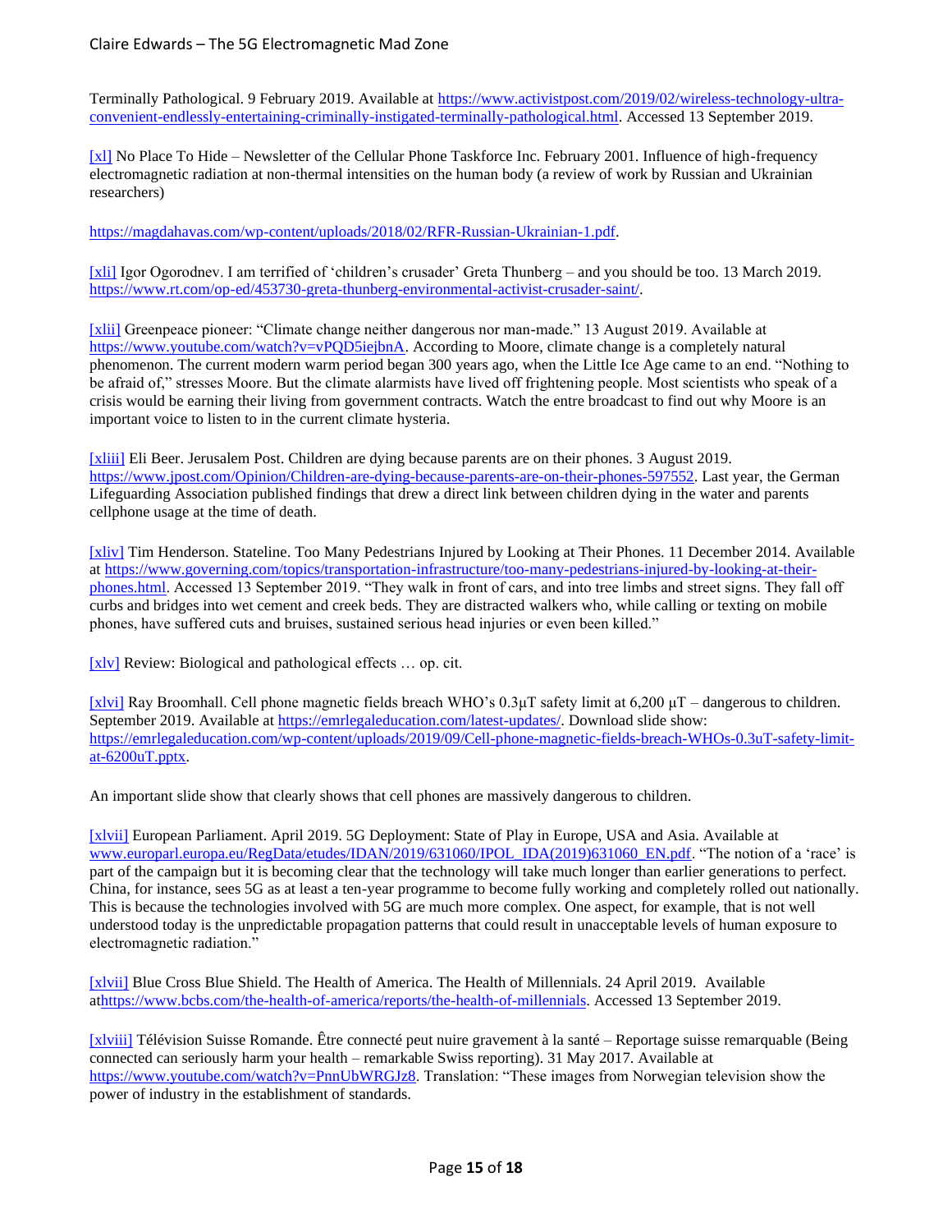Terminally Pathological. 9 February 2019. Available at [https://www.activistpost.com/2019/02/wireless-technology-ultra-convenient-endlessly-entertaining-criminally-instigated-terminally-pathological.html](https://www.activistpost.com/2019/02/wireless-technology-ultra-convenient-endlessly-entertaining-criminally-instigated-terminally-pathological.html). Accessed 13 September 2019.

[xl] No Place To Hide – Newsletter of the Cellular Phone Taskforce Inc. February 2001. Influence of high-frequency electromagnetic radiation at non-thermal intensities on the human body (a review of work by Russian and Ukrainian researchers)

[https://magdahavas.com/wp-content/uploads/2018/02/RFR-Russian-Ukrainian-1.pdf](https://magdahavas.com/wp-content/uploads/2018/02/RFR-Russian-Ukrainian-1.pdf).

[xli] Igor Ogorodnev. I am terrified of 'children's crusader' Greta Thunberg – and you should be too. 13 March 2019. [https://www.rt.com/op-ed/453730-greta-thunberg-environmental-activist-crusader-saint/](https://www.rt.com/op-ed/453730-greta-thunberg-environmental-activist-crusader-saint/).

[xlii] Greenpeace pioneer: "Climate change neither dangerous nor man-made." 13 August 2019. Available at [https://www.youtube.com/watch?v=vPQD5iejbnA](https://www.youtube.com/watch?v=vPQD5iejbnA). According to Moore, climate change is a completely natural phenomenon. The current modern warm period began 300 years ago, when the Little Ice Age came to an end. "Nothing to be afraid of," stresses Moore. But the climate alarmists have lived off frightening people. Most scientists who speak of a crisis would be earning their living from government contracts. Watch the entre broadcast to find out why Moore is an important voice to listen to in the current climate hysteria.

[xliii] Eli Beer. Jerusalem Post. Children are dying because parents are on their phones. 3 August 2019. [https://www.jpost.com/Opinion/Children-are-dying-because-parents-are-on-their-phones-597552](https://www.jpost.com/Opinion/Children-are-dying-because-parents-are-on-their-phones-597552). Last year, the German Lifeguarding Association published findings that drew a direct link between children dying in the water and parents cellphone usage at the time of death.

[xliv] Tim Henderson. Stateline. Too Many Pedestrians Injured by Looking at Their Phones. 11 December 2014. Available at [https://www.governing.com/topics/transportation-infrastructure/too-many-pedestrians-injured-by-looking-at-their-phones.html](https://www.governing.com/topics/transportation-infrastructure/too-many-pedestrians-injured-by-looking-at-their-phones.html). Accessed 13 September 2019. "They walk in front of cars, and into tree limbs and street signs. They fall off curbs and bridges into wet cement and creek beds. They are distracted walkers who, while calling or texting on mobile phones, have suffered cuts and bruises, sustained serious head injuries or even been killed."

[xlv] Review: Biological and pathological effects … op. cit.

[xlvi] Ray Broomhall. Cell phone magnetic fields breach WHO's 0.3μT safety limit at 6,200 μT – dangerous to children. September 2019. Available at [https://emrlegaleducation.com/latest-updates/](https://emrlegaleducation.com/latest-updates/). Download slide show: [https://emrlegaleducation.com/wp-content/uploads/2019/09/Cell-phone-magnetic-fields-breach-WHOs-0.3uT-safety-limit-at-6200uT.pptx](https://emrlegaleducation.com/wp-content/uploads/2019/09/Cell-phone-magnetic-fields-breach-WHOs-0.3uT-safety-limit-at-6200uT.pptx).

An important slide show that clearly shows that cell phones are massively dangerous to children.

[xlvii] European Parliament. April 2019. 5G Deployment: State of Play in Europe, USA and Asia. Available at [www.europarl.europa.eu/RegData/etudes/IDAN/2019/631060/IPOL_IDA(2019)631060_EN.pdf](www.europarl.europa.eu/RegData/etudes/IDAN/2019/631060/IPOL_IDA(2019)631060_EN.pdf). "The notion of a 'race' is part of the campaign but it is becoming clear that the technology will take much longer than earlier generations to perfect. China, for instance, sees 5G as at least a ten-year programme to become fully working and completely rolled out nationally. This is because the technologies involved with 5G are much more complex. One aspect, for example, that is not well understood today is the unpredictable propagation patterns that could result in unacceptable levels of human exposure to electromagnetic radiation."

[xlvii] Blue Cross Blue Shield. The Health of America. The Health of Millennials. 24 April 2019. Available at[https://www.bcbs.com/the-health-of-america/reports/the-health-of-millennials](https://www.bcbs.com/the-health-of-america/reports/the-health-of-millennials). Accessed 13 September 2019.

[xlviii] Télévision Suisse Romande. Être connecté peut nuire gravement à la santé – Reportage suisse remarquable (Being connected can seriously harm your health – remarkable Swiss reporting). 31 May 2017. Available at [https://www.youtube.com/watch?v=PnnUbWRGJz8](https://www.youtube.com/watch?v=PnnUbWRGJz8). Translation: "These images from Norwegian television show the power of industry in the establishment of standards.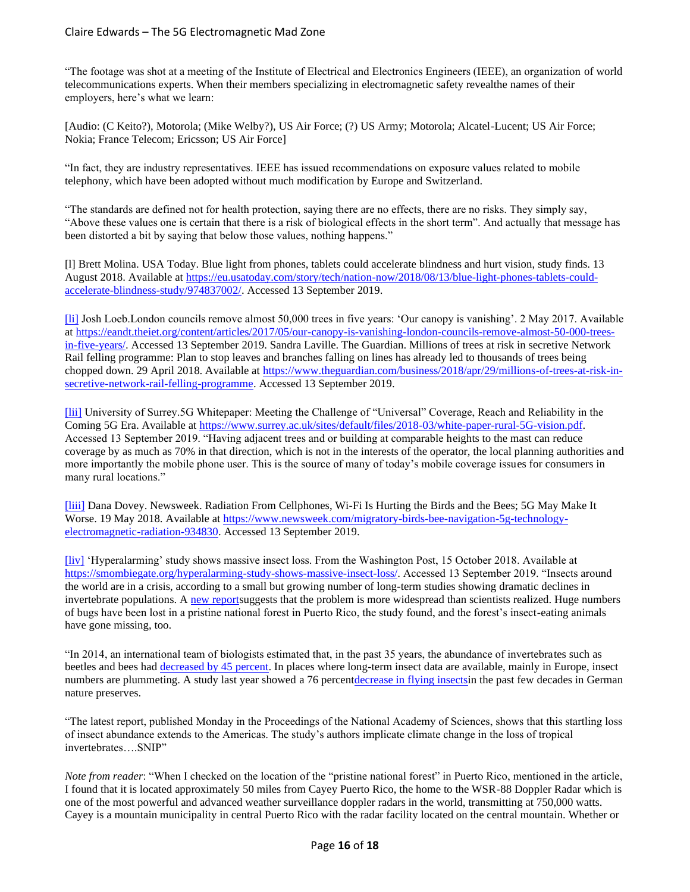"The footage was shot at a meeting of the Institute of Electrical and Electronics Engineers (IEEE), an organization of world telecommunications experts. When their members specializing in electromagnetic safety revealthe names of their employers, here's what we learn:

[Audio: (C Keito?), Motorola; (Mike Welby?), US Air Force; (?) US Army; Motorola; Alcatel-Lucent; US Air Force; Nokia; France Telecom; Ericsson; US Air Force]

"In fact, they are industry representatives. IEEE has issued recommendations on exposure values related to mobile telephony, which have been adopted without much modification by Europe and Switzerland.

"The standards are defined not for health protection, saying there are no effects, there are no risks. They simply say, "Above these values one is certain that there is a risk of biological effects in the short term". And actually that message has been distorted a bit by saying that below those values, nothing happens."

[l] Brett Molina. USA Today. Blue light from phones, tablets could accelerate blindness and hurt vision, study finds. 13 August 2018. Available at https://eu.usatoday.com/story/tech/nation-now/2018/08/13/blue-light-phones-tablets-could-accelerate-blindness-study/974837002/. Accessed 13 September 2019.

[li] Josh Loeb.London councils remove almost 50,000 trees in five years: 'Our canopy is vanishing'. 2 May 2017. Available at https://eandt.theiet.org/content/articles/2017/05/our-canopy-is-vanishing-london-councils-remove-almost-50-000-trees-in-five-years/. Accessed 13 September 2019. Sandra Laville. The Guardian. Millions of trees at risk in secretive Network Rail felling programme: Plan to stop leaves and branches falling on lines has already led to thousands of trees being chopped down. 29 April 2018. Available at https://www.theguardian.com/business/2018/apr/29/millions-of-trees-at-risk-in-secretive-network-rail-felling-programme. Accessed 13 September 2019.

[lii] University of Surrey.5G Whitepaper: Meeting the Challenge of "Universal" Coverage, Reach and Reliability in the Coming 5G Era. Available at https://www.surrey.ac.uk/sites/default/files/2018-03/white-paper-rural-5G-vision.pdf. Accessed 13 September 2019. "Having adjacent trees and or building at comparable heights to the mast can reduce coverage by as much as 70% in that direction, which is not in the interests of the operator, the local planning authorities and more importantly the mobile phone user. This is the source of many of today's mobile coverage issues for consumers in many rural locations."

[liii] Dana Dovey. Newsweek. Radiation From Cellphones, Wi-Fi Is Hurting the Birds and the Bees; 5G May Make It Worse. 19 May 2018. Available at https://www.newsweek.com/migratory-birds-bee-navigation-5g-technology-electromagnetic-radiation-934830. Accessed 13 September 2019.

[liv] 'Hyperalarming' study shows massive insect loss. From the Washington Post, 15 October 2018. Available at https://smombiegate.org/hyperalarming-study-shows-massive-insect-loss/. Accessed 13 September 2019. "Insects around the world are in a crisis, according to a small but growing number of long-term studies showing dramatic declines in invertebrate populations. A new reportsuggests that the problem is more widespread than scientists realized. Huge numbers of bugs have been lost in a pristine national forest in Puerto Rico, the study found, and the forest's insect-eating animals have gone missing, too.

"In 2014, an international team of biologists estimated that, in the past 35 years, the abundance of invertebrates such as beetles and bees had decreased by 45 percent. In places where long-term insect data are available, mainly in Europe, insect numbers are plummeting. A study last year showed a 76 percentdecrease in flying insectsin the past few decades in German nature preserves.

"The latest report, published Monday in the Proceedings of the National Academy of Sciences, shows that this startling loss of insect abundance extends to the Americas. The study's authors implicate climate change in the loss of tropical invertebrates….SNIP"

*Note from reader*: "When I checked on the location of the "pristine national forest" in Puerto Rico, mentioned in the article, I found that it is located approximately 50 miles from Cayey Puerto Rico, the home to the WSR-88 Doppler Radar which is one of the most powerful and advanced weather surveillance doppler radars in the world, transmitting at 750,000 watts. Cayey is a mountain municipality in central Puerto Rico with the radar facility located on the central mountain. Whether or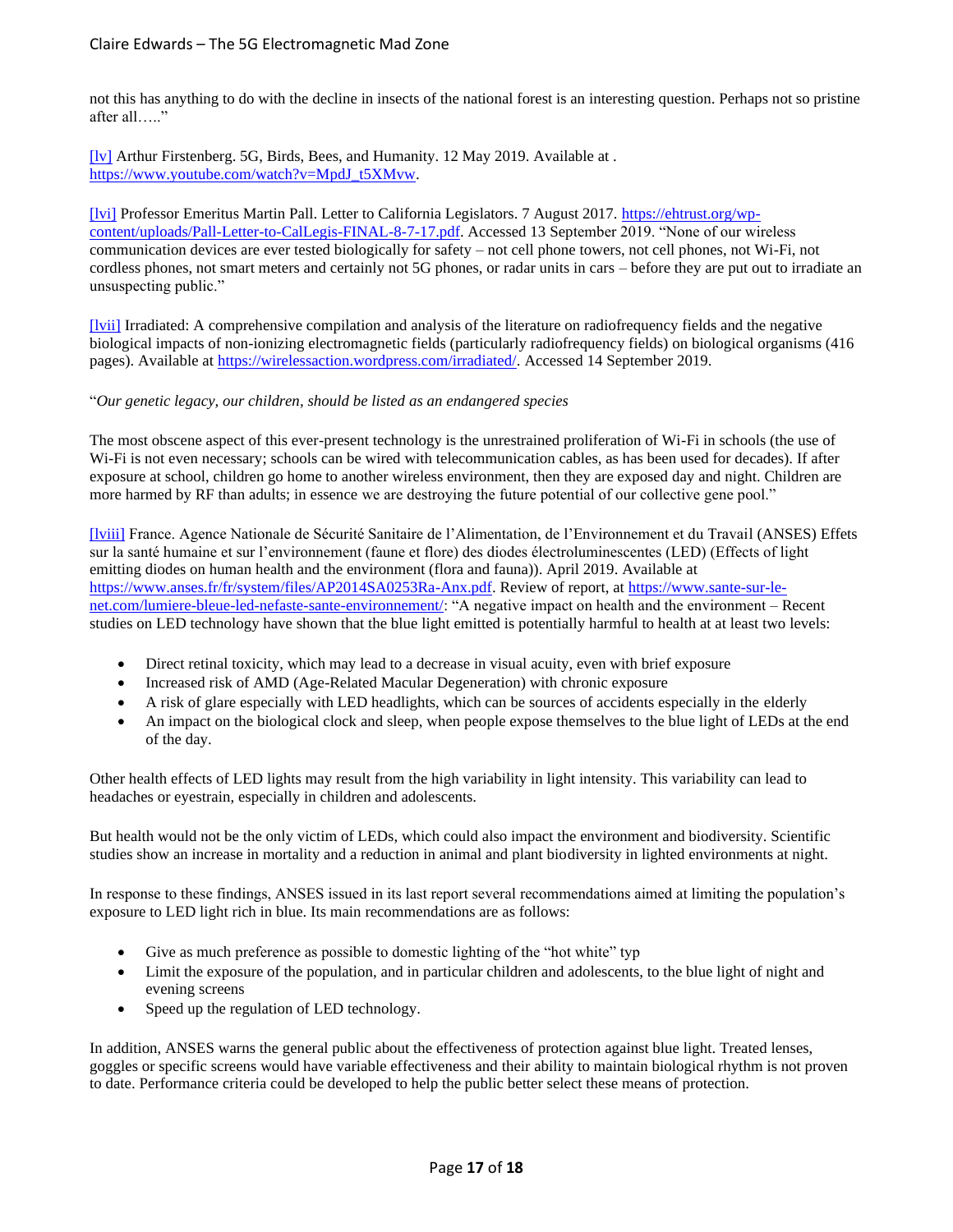not this has anything to do with the decline in insects of the national forest is an interesting question. Perhaps not so pristine after all….."

[lv] Arthur Firstenberg. 5G, Birds, Bees, and Humanity. 12 May 2019. Available at . https://www.youtube.com/watch?v=MpdJ_t5XMvw.

[lvi] Professor Emeritus Martin Pall. Letter to California Legislators. 7 August 2017. https://ehtrust.org/wp-content/uploads/Pall-Letter-to-CalLegis-FINAL-8-7-17.pdf. Accessed 13 September 2019. "None of our wireless communication devices are ever tested biologically for safety – not cell phone towers, not cell phones, not Wi-Fi, not cordless phones, not smart meters and certainly not 5G phones, or radar units in cars – before they are put out to irradiate an unsuspecting public."

[lvii] Irradiated: A comprehensive compilation and analysis of the literature on radiofrequency fields and the negative biological impacts of non-ionizing electromagnetic fields (particularly radiofrequency fields) on biological organisms (416 pages). Available at https://wirelessaction.wordpress.com/irradiated/. Accessed 14 September 2019.

"*Our genetic legacy, our children, should be listed as an endangered species*

The most obscene aspect of this ever-present technology is the unrestrained proliferation of Wi-Fi in schools (the use of Wi-Fi is not even necessary; schools can be wired with telecommunication cables, as has been used for decades). If after exposure at school, children go home to another wireless environment, then they are exposed day and night. Children are more harmed by RF than adults; in essence we are destroying the future potential of our collective gene pool."

[lviii] France. Agence Nationale de Sécurité Sanitaire de l'Alimentation, de l'Environnement et du Travail (ANSES) Effets sur la santé humaine et sur l'environnement (faune et flore) des diodes électroluminescentes (LED) (Effects of light emitting diodes on human health and the environment (flora and fauna)). April 2019. Available at https://www.anses.fr/fr/system/files/AP2014SA0253Ra-Anx.pdf. Review of report, at https://www.sante-sur-le-net.com/lumiere-bleue-led-nefaste-sante-environnement/: "A negative impact on health and the environment – Recent studies on LED technology have shown that the blue light emitted is potentially harmful to health at at least two levels:

- Direct retinal toxicity, which may lead to a decrease in visual acuity, even with brief exposure
- Increased risk of AMD (Age-Related Macular Degeneration) with chronic exposure
- A risk of glare especially with LED headlights, which can be sources of accidents especially in the elderly
- An impact on the biological clock and sleep, when people expose themselves to the blue light of LEDs at the end of the day.

Other health effects of LED lights may result from the high variability in light intensity. This variability can lead to headaches or eyestrain, especially in children and adolescents.

But health would not be the only victim of LEDs, which could also impact the environment and biodiversity. Scientific studies show an increase in mortality and a reduction in animal and plant biodiversity in lighted environments at night.

In response to these findings, ANSES issued in its last report several recommendations aimed at limiting the population's exposure to LED light rich in blue. Its main recommendations are as follows:

- Give as much preference as possible to domestic lighting of the "hot white" typ
- Limit the exposure of the population, and in particular children and adolescents, to the blue light of night and evening screens
- Speed up the regulation of LED technology.

In addition, ANSES warns the general public about the effectiveness of protection against blue light. Treated lenses, goggles or specific screens would have variable effectiveness and their ability to maintain biological rhythm is not proven to date. Performance criteria could be developed to help the public better select these means of protection.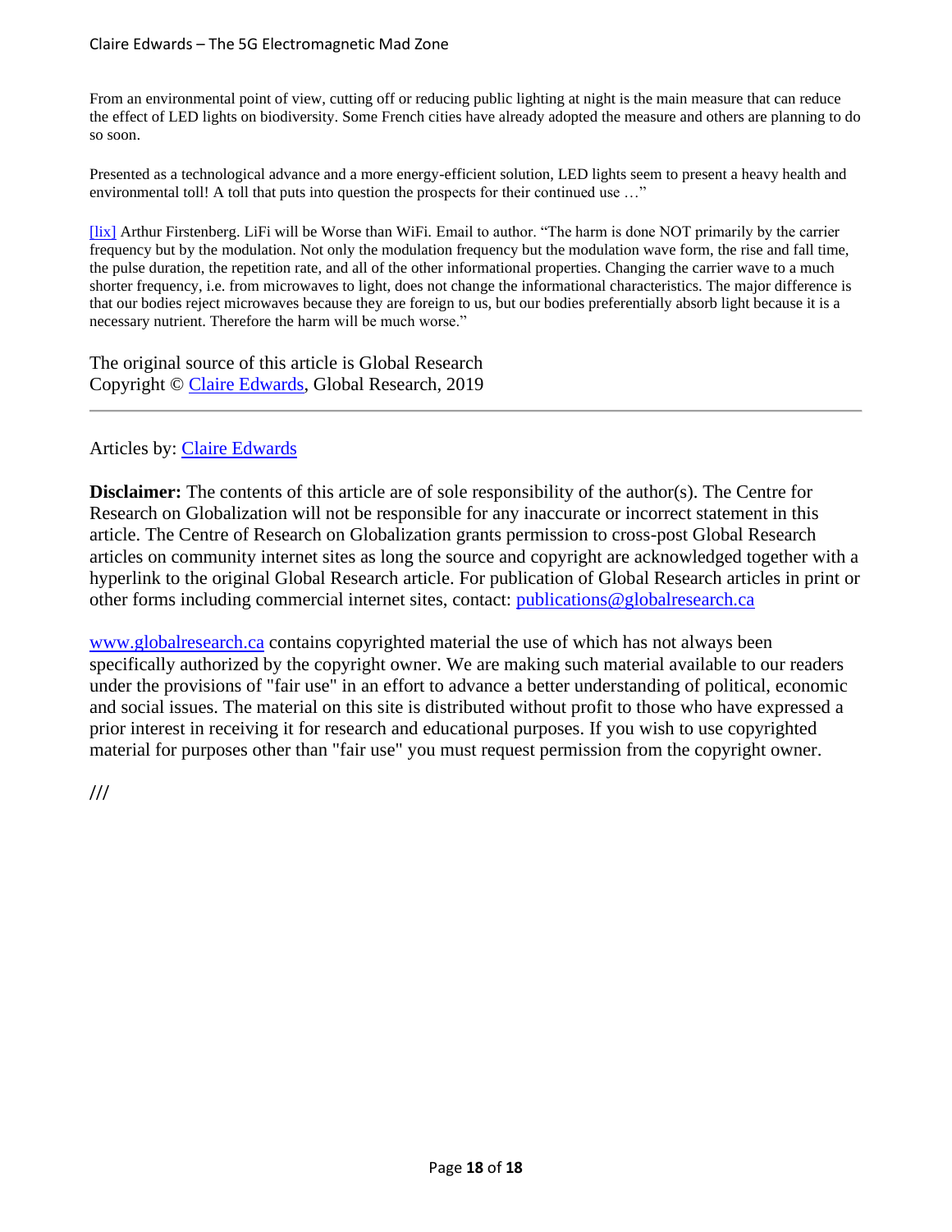From an environmental point of view, cutting off or reducing public lighting at night is the main measure that can reduce the effect of LED lights on biodiversity. Some French cities have already adopted the measure and others are planning to do so soon.

Presented as a technological advance and a more energy-efficient solution, LED lights seem to present a heavy health and environmental toll! A toll that puts into question the prospects for their continued use …"

[lix] Arthur Firstenberg. LiFi will be Worse than WiFi. Email to author. "The harm is done NOT primarily by the carrier frequency but by the modulation. Not only the modulation frequency but the modulation wave form, the rise and fall time, the pulse duration, the repetition rate, and all of the other informational properties. Changing the carrier wave to a much shorter frequency, i.e. from microwaves to light, does not change the informational characteristics. The major difference is that our bodies reject microwaves because they are foreign to us, but our bodies preferentially absorb light because it is a necessary nutrient. Therefore the harm will be much worse."

The original source of this article is Global Research
Copyright © Claire Edwards, Global Research, 2019

---

Articles by: Claire Edwards

**Disclaimer:** The contents of this article are of sole responsibility of the author(s). The Centre for Research on Globalization will not be responsible for any inaccurate or incorrect statement in this article. The Centre of Research on Globalization grants permission to cross-post Global Research articles on community internet sites as long the source and copyright are acknowledged together with a hyperlink to the original Global Research article. For publication of Global Research articles in print or other forms including commercial internet sites, contact: publications@globalresearch.ca

www.globalresearch.ca contains copyrighted material the use of which has not always been specifically authorized by the copyright owner. We are making such material available to our readers under the provisions of "fair use" in an effort to advance a better understanding of political, economic and social issues. The material on this site is distributed without profit to those who have expressed a prior interest in receiving it for research and educational purposes. If you wish to use copyrighted material for purposes other than "fair use" you must request permission from the copyright owner.

///